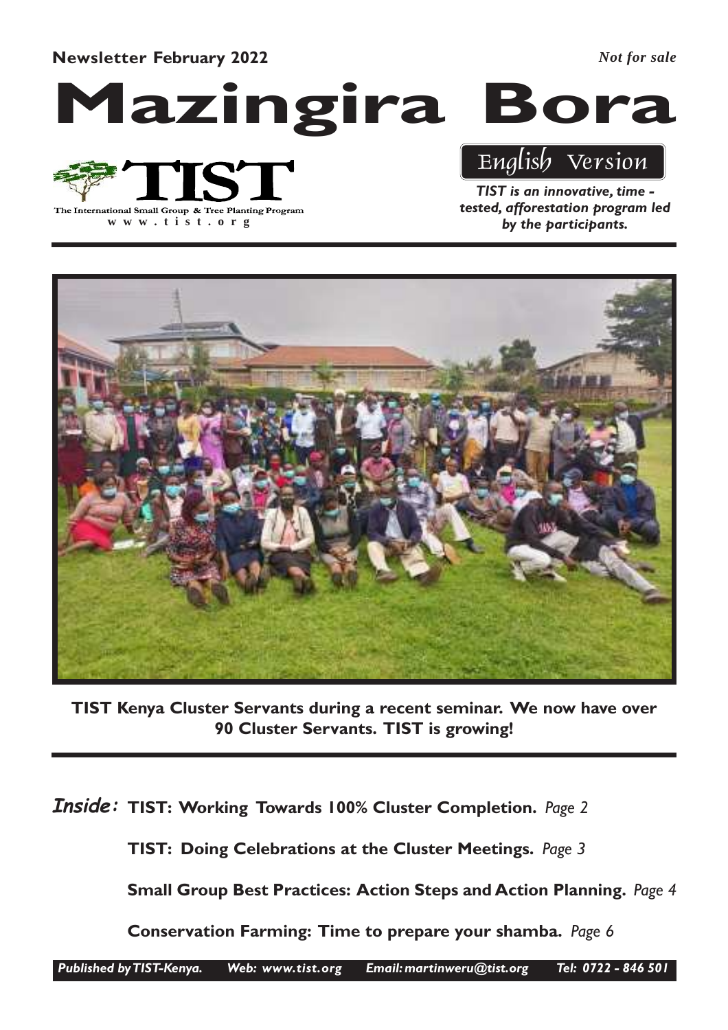**Newsletter February 2022**

*Not for sale*

# Mazingira Bora

TIST

The International Small Group & Tree Planting Program

www.tist.org

English Version

***TIST is an innovative, time - tested, afforestation program led by the participants.***

**TIST Kenya Cluster Servants during a recent seminar. We now have over 90 Cluster Servants. TIST is growing!**

***Inside:***

**TIST: Working Towards 100% Cluster Completion.** *Page 2*

**TIST: Doing Celebrations at the Cluster Meetings.** *Page 3*

**Small Group Best Practices: Action Steps and Action Planning.** *Page 4*

**Conservation Farming: Time to prepare your shamba.** *Page 6*

*Published by TIST-Kenya. Web: www.tist.org Email: martinweru@tist.org Tel: 0722 - 846 501*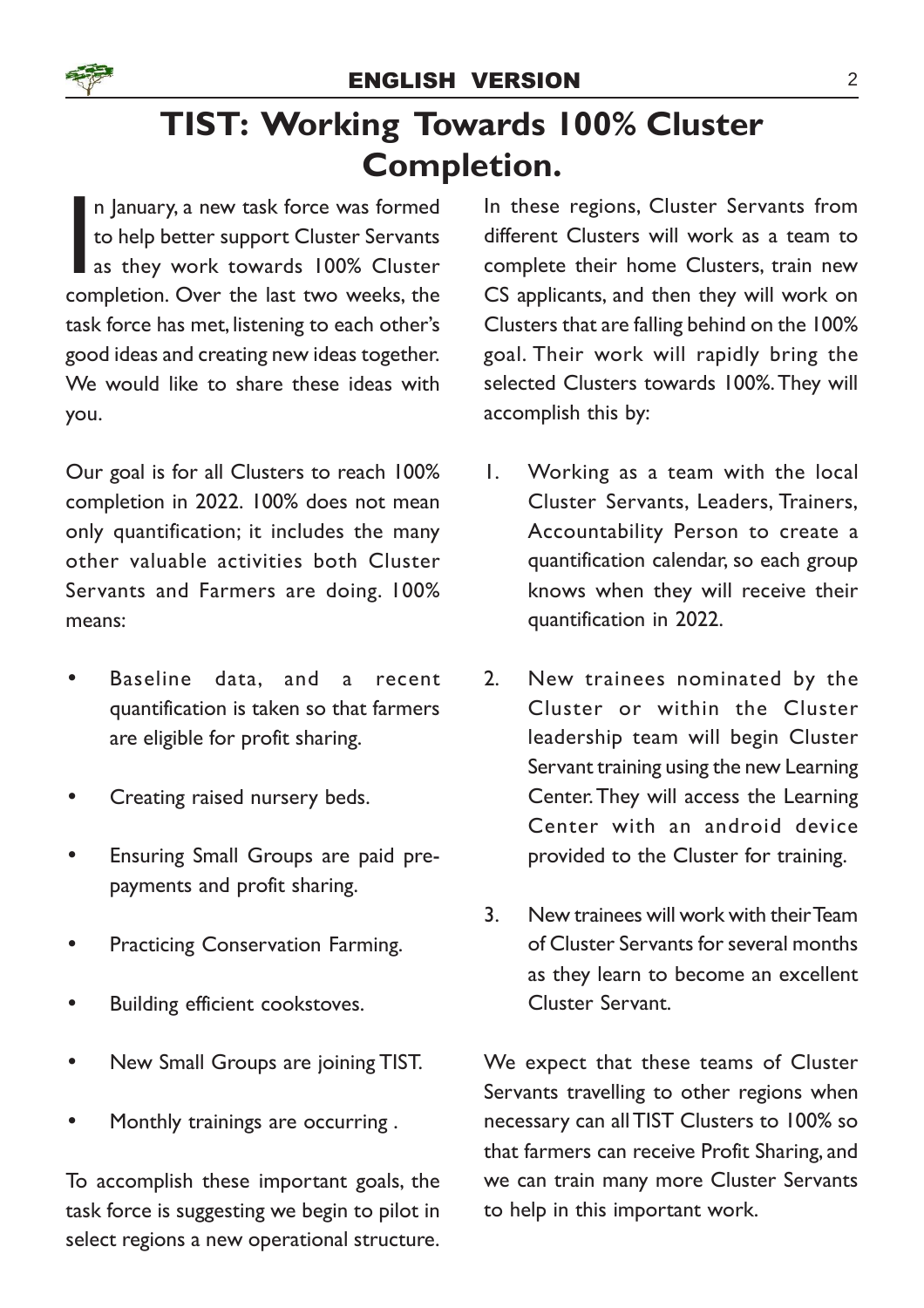# TIST: Working Towards 100% Cluster Completion.

In January, a new task force was formed to help better support Cluster Servants as they work towards 100% Cluster completion. Over the last two weeks, the task force has met, listening to each other's good ideas and creating new ideas together. We would like to share these ideas with you.

Our goal is for all Clusters to reach 100% completion in 2022. 100% does not mean only quantification; it includes the many other valuable activities both Cluster Servants and Farmers are doing. 100% means:

- Baseline data, and a recent quantification is taken so that farmers are eligible for profit sharing.
- Creating raised nursery beds.
- Ensuring Small Groups are paid pre-payments and profit sharing.
- Practicing Conservation Farming.
- Building efficient cookstoves.
- New Small Groups are joining TIST.
- Monthly trainings are occurring .

To accomplish these important goals, the task force is suggesting we begin to pilot in select regions a new operational structure. In these regions, Cluster Servants from different Clusters will work as a team to complete their home Clusters, train new CS applicants, and then they will work on Clusters that are falling behind on the 100% goal. Their work will rapidly bring the selected Clusters towards 100%. They will accomplish this by:

1. Working as a team with the local Cluster Servants, Leaders, Trainers, Accountability Person to create a quantification calendar, so each group knows when they will receive their quantification in 2022.
2. New trainees nominated by the Cluster or within the Cluster leadership team will begin Cluster Servant training using the new Learning Center. They will access the Learning Center with an android device provided to the Cluster for training.
3. New trainees will work with their Team of Cluster Servants for several months as they learn to become an excellent Cluster Servant.

We expect that these teams of Cluster Servants travelling to other regions when necessary can all TIST Clusters to 100% so that farmers can receive Profit Sharing, and we can train many more Cluster Servants to help in this important work.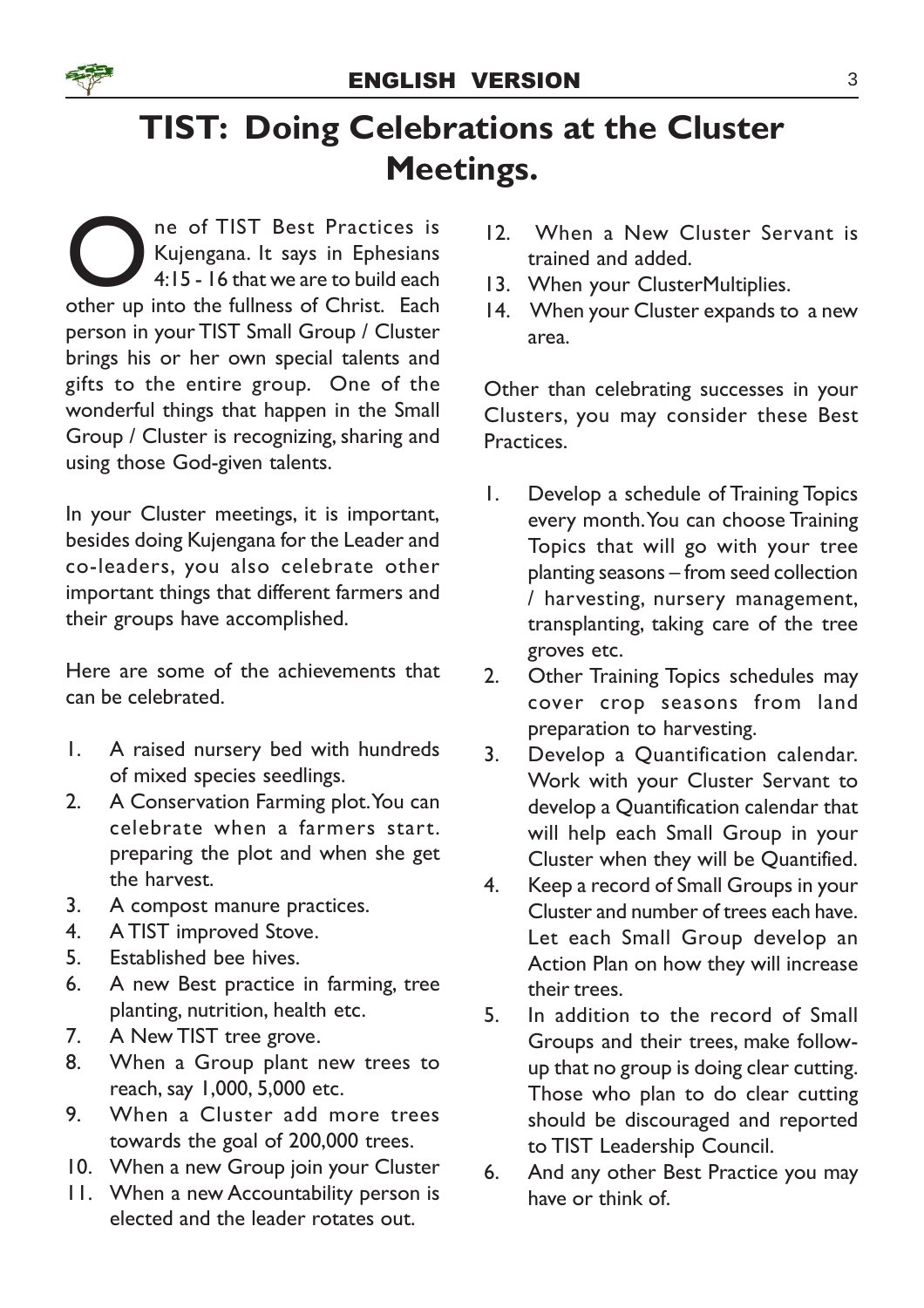# TIST: Doing Celebrations at the Cluster Meetings.

One of TIST Best Practices is Kujengana. It says in Ephesians 4:15 - 16 that we are to build each other up into the fullness of Christ. Each person in your TIST Small Group / Cluster brings his or her own special talents and gifts to the entire group. One of the wonderful things that happen in the Small Group / Cluster is recognizing, sharing and using those God-given talents.

In your Cluster meetings, it is important, besides doing Kujengana for the Leader and co-leaders, you also celebrate other important things that different farmers and their groups have accomplished.

Here are some of the achievements that can be celebrated.

1. A raised nursery bed with hundreds of mixed species seedlings.
2. A Conservation Farming plot. You can celebrate when a farmers start. preparing the plot and when she get the harvest.
3. A compost manure practices.
4. A TIST improved Stove.
5. Established bee hives.
6. A new Best practice in farming, tree planting, nutrition, health etc.
7. A New TIST tree grove.
8. When a Group plant new trees to reach, say 1,000, 5,000 etc.
9. When a Cluster add more trees towards the goal of 200,000 trees.
10. When a new Group join your Cluster
11. When a new Accountability person is elected and the leader rotates out.
12. When a New Cluster Servant is trained and added.
13. When your ClusterMultiplies.
14. When your Cluster expands to a new area.

Other than celebrating successes in your Clusters, you may consider these Best Practices.

1. Develop a schedule of Training Topics every month. You can choose Training Topics that will go with your tree planting seasons – from seed collection / harvesting, nursery management, transplanting, taking care of the tree groves etc.
2. Other Training Topics schedules may cover crop seasons from land preparation to harvesting.
3. Develop a Quantification calendar. Work with your Cluster Servant to develop a Quantification calendar that will help each Small Group in your Cluster when they will be Quantified.
4. Keep a record of Small Groups in your Cluster and number of trees each have. Let each Small Group develop an Action Plan on how they will increase their trees.
5. In addition to the record of Small Groups and their trees, make follow-up that no group is doing clear cutting. Those who plan to do clear cutting should be discouraged and reported to TIST Leadership Council.
6. And any other Best Practice you may have or think of.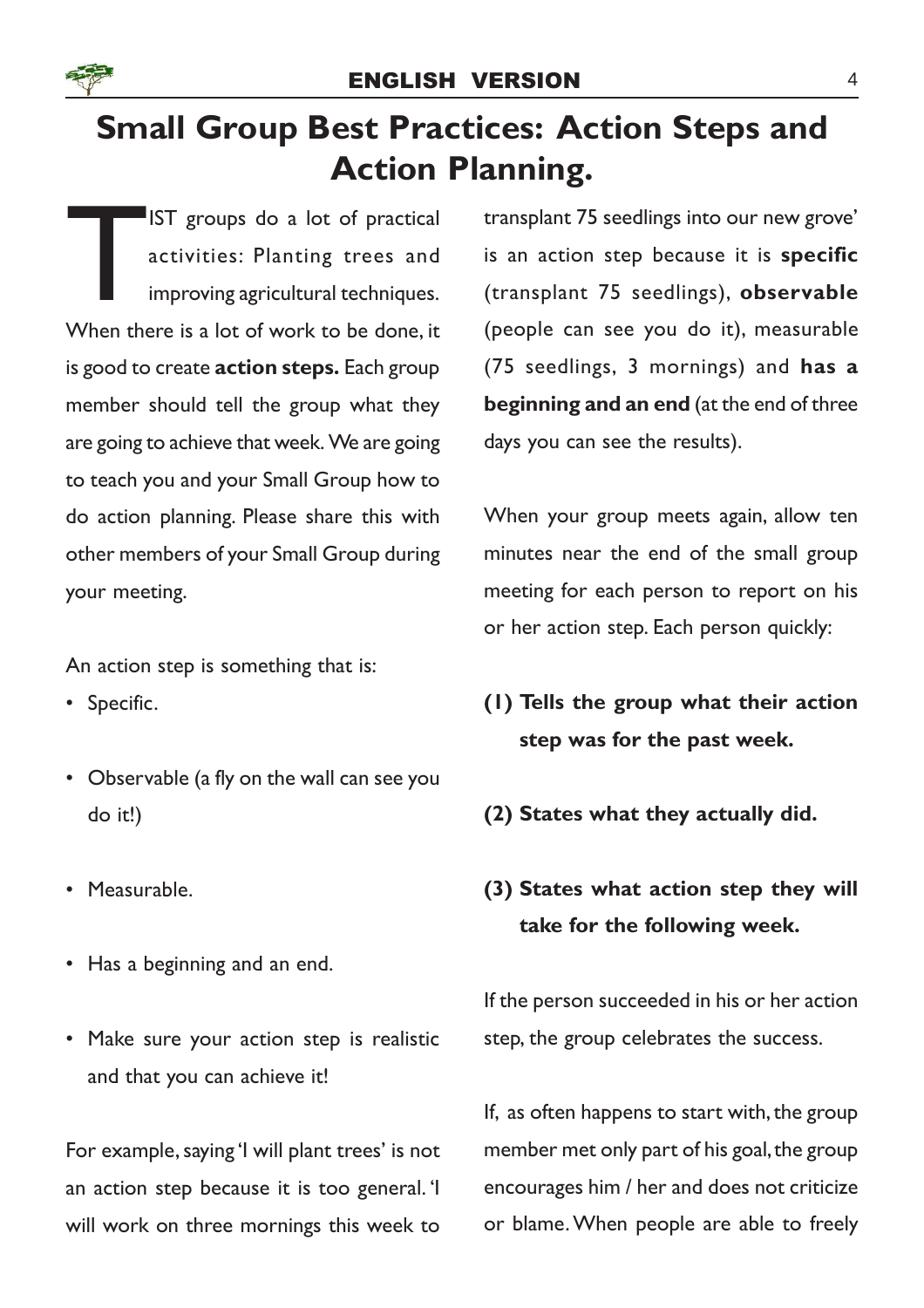# Small Group Best Practices: Action Steps and Action Planning.

TIST groups do a lot of practical activities: Planting trees and improving agricultural techniques. When there is a lot of work to be done, it is good to create **action steps.** Each group member should tell the group what they are going to achieve that week. We are going to teach you and your Small Group how to do action planning. Please share this with other members of your Small Group during your meeting.

An action step is something that is:

- Specific.
- Observable (a fly on the wall can see you do it!)
- Measurable.
- Has a beginning and an end.
- Make sure your action step is realistic and that you can achieve it!

For example, saying 'I will plant trees' is not an action step because it is too general. 'I will work on three mornings this week to transplant 75 seedlings into our new grove' is an action step because it is **specific** (transplant 75 seedlings), **observable** (people can see you do it), measurable (75 seedlings, 3 mornings) and **has a beginning and an end** (at the end of three days you can see the results).

When your group meets again, allow ten minutes near the end of the small group meeting for each person to report on his or her action step. Each person quickly:

**(1) Tells the group what their action step was for the past week.**

**(2) States what they actually did.**

**(3) States what action step they will take for the following week.**

If the person succeeded in his or her action step, the group celebrates the success.

If, as often happens to start with, the group member met only part of his goal, the group encourages him / her and does not criticize or blame. When people are able to freely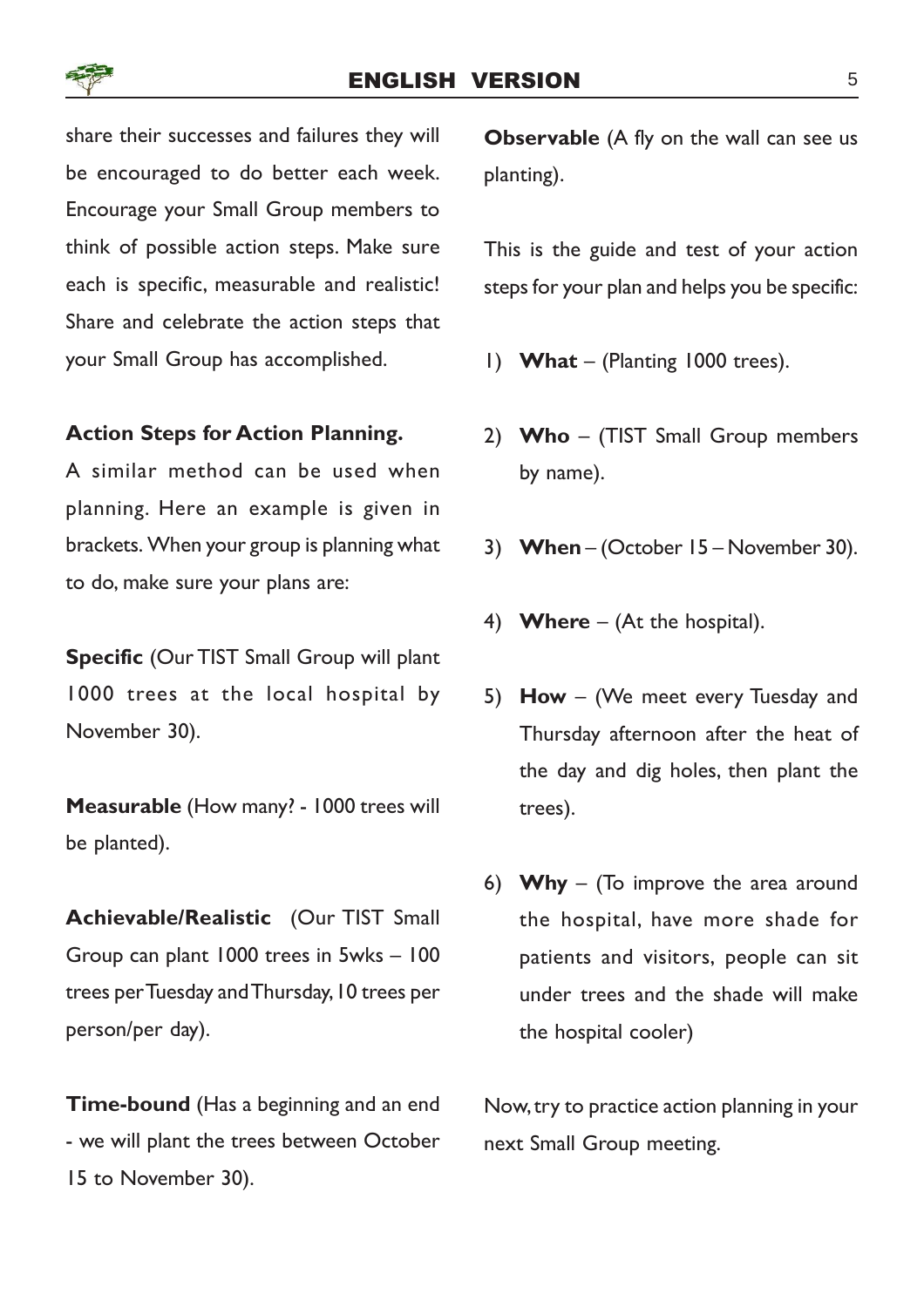share their successes and failures they will be encouraged to do better each week. Encourage your Small Group members to think of possible action steps. Make sure each is specific, measurable and realistic! Share and celebrate the action steps that your Small Group has accomplished.

**Action Steps for Action Planning.**

A similar method can be used when planning. Here an example is given in brackets. When your group is planning what to do, make sure your plans are:

**Specific** (Our TIST Small Group will plant 1000 trees at the local hospital by November 30).

**Measurable** (How many? - 1000 trees will be planted).

**Achievable/Realistic** (Our TIST Small Group can plant 1000 trees in 5wks – 100 trees per Tuesday and Thursday, 10 trees per person/per day).

**Time-bound** (Has a beginning and an end - we will plant the trees between October 15 to November 30).

**Observable** (A fly on the wall can see us planting).

This is the guide and test of your action steps for your plan and helps you be specific:

1) **What** – (Planting 1000 trees).
2) **Who** – (TIST Small Group members by name).
3) **When** – (October 15 – November 30).
4) **Where** – (At the hospital).
5) **How** – (We meet every Tuesday and Thursday afternoon after the heat of the day and dig holes, then plant the trees).
6) **Why** – (To improve the area around the hospital, have more shade for patients and visitors, people can sit under trees and the shade will make the hospital cooler)

Now, try to practice action planning in your next Small Group meeting.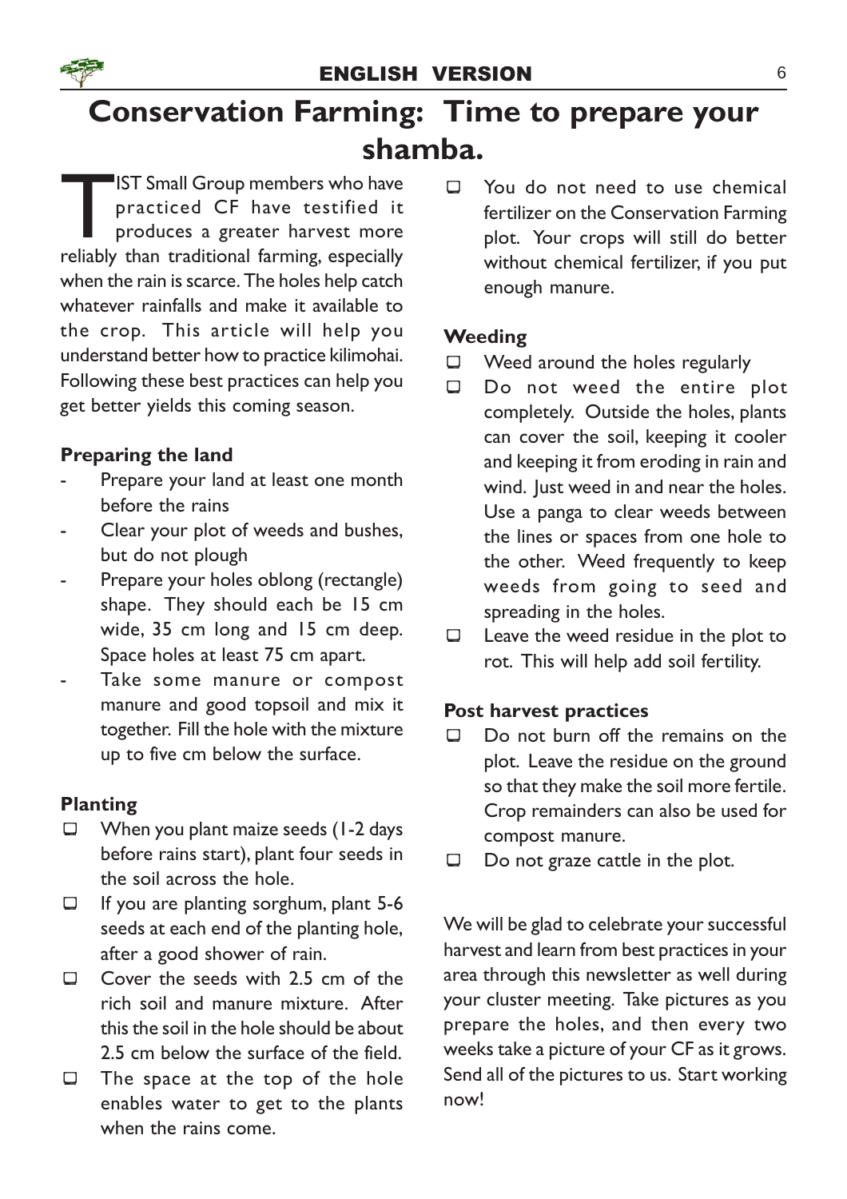# Conservation Farming: Time to prepare your shamba.

TIST Small Group members who have practiced CF have testified it produces a greater harvest more reliably than traditional farming, especially when the rain is scarce. The holes help catch whatever rainfalls and make it available to the crop. This article will help you understand better how to practice kilimohai. Following these best practices can help you get better yields this coming season.

**Preparing the land**

- Prepare your land at least one month before the rains
- Clear your plot of weeds and bushes, but do not plough
- Prepare your holes oblong (rectangle) shape. They should each be 15 cm wide, 35 cm long and 15 cm deep. Space holes at least 75 cm apart.
- Take some manure or compost manure and good topsoil and mix it together. Fill the hole with the mixture up to five cm below the surface.

**Planting**

- When you plant maize seeds (1-2 days before rains start), plant four seeds in the soil across the hole.
- If you are planting sorghum, plant 5-6 seeds at each end of the planting hole, after a good shower of rain.
- Cover the seeds with 2.5 cm of the rich soil and manure mixture. After this the soil in the hole should be about 2.5 cm below the surface of the field.
- The space at the top of the hole enables water to get to the plants when the rains come.
- You do not need to use chemical fertilizer on the Conservation Farming plot. Your crops will still do better without chemical fertilizer, if you put enough manure.

**Weeding**

- Weed around the holes regularly
- Do not weed the entire plot completely. Outside the holes, plants can cover the soil, keeping it cooler and keeping it from eroding in rain and wind. Just weed in and near the holes. Use a panga to clear weeds between the lines or spaces from one hole to the other. Weed frequently to keep weeds from going to seed and spreading in the holes.
- Leave the weed residue in the plot to rot. This will help add soil fertility.

**Post harvest practices**

- Do not burn off the remains on the plot. Leave the residue on the ground so that they make the soil more fertile. Crop remainders can also be used for compost manure.
- Do not graze cattle in the plot.

We will be glad to celebrate your successful harvest and learn from best practices in your area through this newsletter as well during your cluster meeting. Take pictures as you prepare the holes, and then every two weeks take a picture of your CF as it grows. Send all of the pictures to us. Start working now!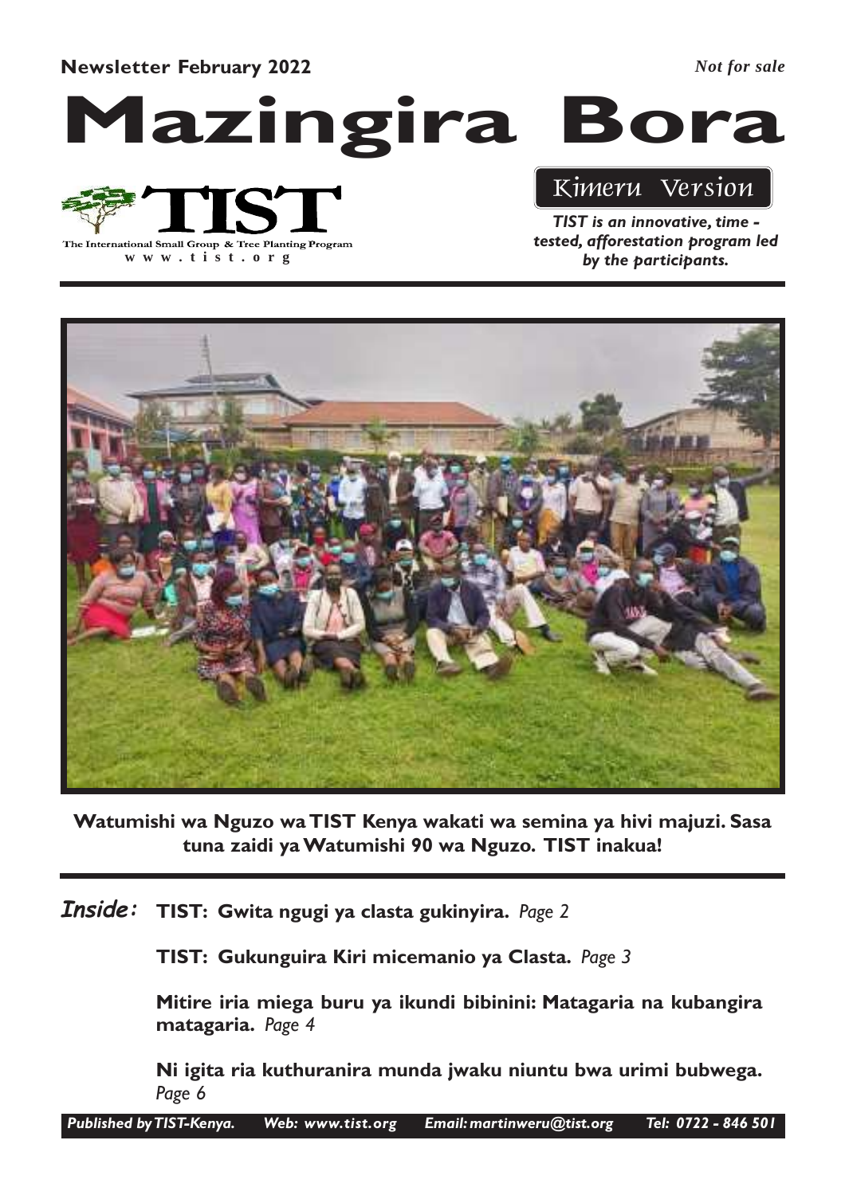**Newsletter February 2022**

*Not for sale*

# Mazingira Bora

The International Small Group & Tree Planting Program
www.tist.org

Kimeru Version

***TIST is an innovative, time - tested, afforestation program led by the participants.***

**Watumishi wa Nguzo wa TIST Kenya wakati wa semina ya hivi majuzi. Sasa tuna zaidi ya Watumishi 90 wa Nguzo. TIST inakua!**

***Inside:***

**TIST: Gwita ngugi ya clasta gukinyira.** *Page 2*

**TIST: Gukunguira Kiri micemanio ya Clasta.** *Page 3*

**Mitire iria miega buru ya ikundi bibinini: Matagaria na kubangira matagaria.** *Page 4*

**Ni igita ria kuthuranira munda jwaku niuntu bwa urimi bubwega.** *Page 6*

*Published by TIST-Kenya. Web: www.tist.org Email: martinweru@tist.org Tel: 0722 - 846 501*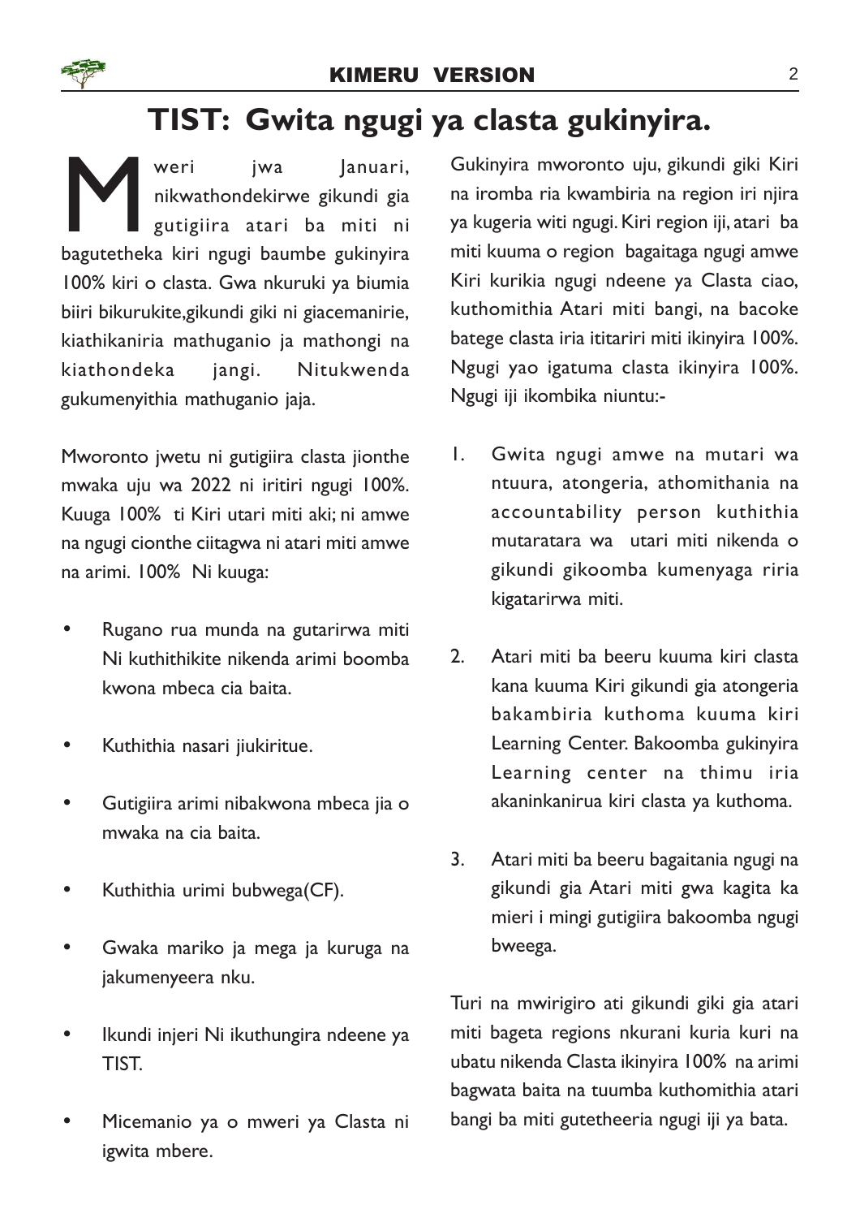# TIST: Gwita ngugi ya clasta gukinyira.

Mweri jwa Januari, nikwathondekirwe gikundi gia gutigiira atari ba miti ni bagutetheka kiri ngugi baumbe gukinyira 100% kiri o clasta. Gwa nkuruki ya biumia biiri bikurukite,gikundi giki ni giacemanirie, kiathikaniria mathuganio ja mathongi na kiathondeka jangi. Nitukwenda gukumenyithia mathuganio jaja.

Mworonto jwetu ni gutigiira clasta jionthe mwaka uju wa 2022 ni iritiri ngugi 100%. Kuuga 100% ti Kiri utari miti aki; ni amwe na ngugi cionthe ciitagwa ni atari miti amwe na arimi. 100% Ni kuuga:

- Rugano rua munda na gutarirwa miti Ni kuthithikite nikenda arimi boomba kwona mbeca cia baita.
- Kuthithia nasari jiukiritue.
- Gutigiira arimi nibakwona mbeca jia o mwaka na cia baita.
- Kuthithia urimi bubwega(CF).
- Gwaka mariko ja mega ja kuruga na jakumenyeera nku.
- Ikundi injeri Ni ikuthungira ndeene ya TIST.
- Micemanio ya o mweri ya Clasta ni igwita mbere.

Gukinyira mworonto uju, gikundi giki Kiri na iromba ria kwambiria na region iri njira ya kugeria witi ngugi. Kiri region iji, atari ba miti kuuma o region bagaitaga ngugi amwe Kiri kurikia ngugi ndeene ya Clasta ciao, kuthomithia Atari miti bangi, na bacoke batege clasta iria ititariri miti ikinyira 100%. Ngugi yao igatuma clasta ikinyira 100%. Ngugi iji ikombika niuntu:-

1. Gwita ngugi amwe na mutari wa ntuura, atongeria, athomithania na accountability person kuthithia mutaratara wa utari miti nikenda o gikundi gikoomba kumenyaga riria kigatarirwa miti.
2. Atari miti ba beeru kuuma kiri clasta kana kuuma Kiri gikundi gia atongeria bakambiria kuthoma kuuma kiri Learning Center. Bakoomba gukinyira Learning center na thimu iria akaninkanirua kiri clasta ya kuthoma.
3. Atari miti ba beeru bagaitania ngugi na gikundi gia Atari miti gwa kagita ka mieri i mingi gutigiira bakoomba ngugi bweega.

Turi na mwirigiro ati gikundi giki gia atari miti bageta regions nkurani kuria kuri na ubatu nikenda Clasta ikinyira 100% na arimi bagwata baita na tuumba kuthomithia atari bangi ba miti gutetheeria ngugi iji ya bata.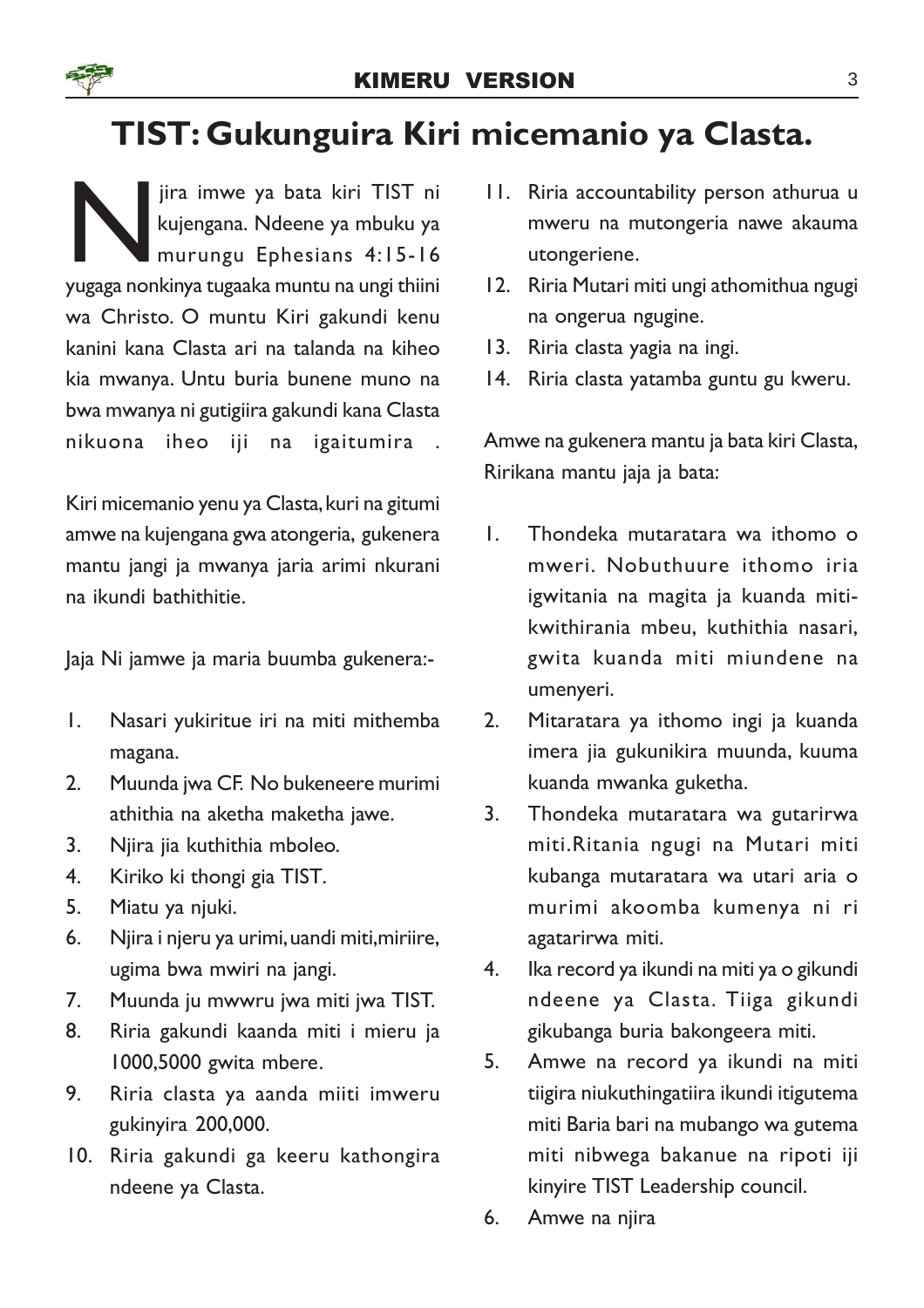# TIST: Gukunguira Kiri micemanio ya Clasta.

Njira imwe ya bata kiri TIST ni kujengana. Ndeene ya mbuku ya murungu Ephesians 4:15-16 yugaga nonkinya tugaaka muntu na ungi thiini wa Christo. O muntu Kiri gakundi kenu kanini kana Clasta ari na talanda na kiheo kia mwanya. Untu buria bunene muno na bwa mwanya ni gutigiira gakundi kana Clasta nikuona iheo iji na igaitumira .

Kiri micemanio yenu ya Clasta, kuri na gitumi amwe na kujengana gwa atongeria, gukenera mantu jangi ja mwanya jaria arimi nkurani na ikundi bathithitie.

Jaja Ni jamwe ja maria buumba gukenera:-

1. Nasari yukiritue iri na miti mithemba magana.
2. Muunda jwa CF. No bukeneere murimi athithia na aketha maketha jawe.
3. Njira jia kuthithia mboleo.
4. Kiriko ki thongi gia TIST.
5. Miatu ya njuki.
6. Njira i njeru ya urimi, uandi miti,miriire, ugima bwa mwiri na jangi.
7. Muunda ju mwwru jwa miti jwa TIST.
8. Riria gakundi kaanda miti i mieru ja 1000,5000 gwita mbere.
9. Riria clasta ya aanda miiti imweru gukinyira 200,000.
10. Riria gakundi ga keeru kathongira ndeene ya Clasta.
11. Riria accountability person athurua u mweru na mutongeria nawe akauma utongeriene.
12. Riria Mutari miti ungi athomithua ngugi na ongerua ngugine.
13. Riria clasta yagia na ingi.
14. Riria clasta yatamba guntu gu kweru.

Amwe na gukenera mantu ja bata kiri Clasta, Ririkana mantu jaja ja bata:

1. Thondeka mutaratara wa ithomo o mweri. Nobuthuure ithomo iria igwitania na magita ja kuanda miti- kwithirania mbeu, kuthithia nasari, gwita kuanda miti miundene na umenyeri.
2. Mitaratara ya ithomo ingi ja kuanda imera jia gukunikira muunda, kuuma kuanda mwanka guketha.
3. Thondeka mutaratara wa gutarirwa miti.Ritania ngugi na Mutari miti kubanga mutaratara wa utari aria o murimi akoomba kumenya ni ri agatarirwa miti.
4. Ika record ya ikundi na miti ya o gikundi ndeene ya Clasta. Tiiga gikundi gikubanga buria bakongeera miti.
5. Amwe na record ya ikundi na miti tiigira niukuthingatiira ikundi itigutema miti Baria bari na mubango wa gutema miti nibwega bakanue na ripoti iji kinyire TIST Leadership council.
6. Amwe na njira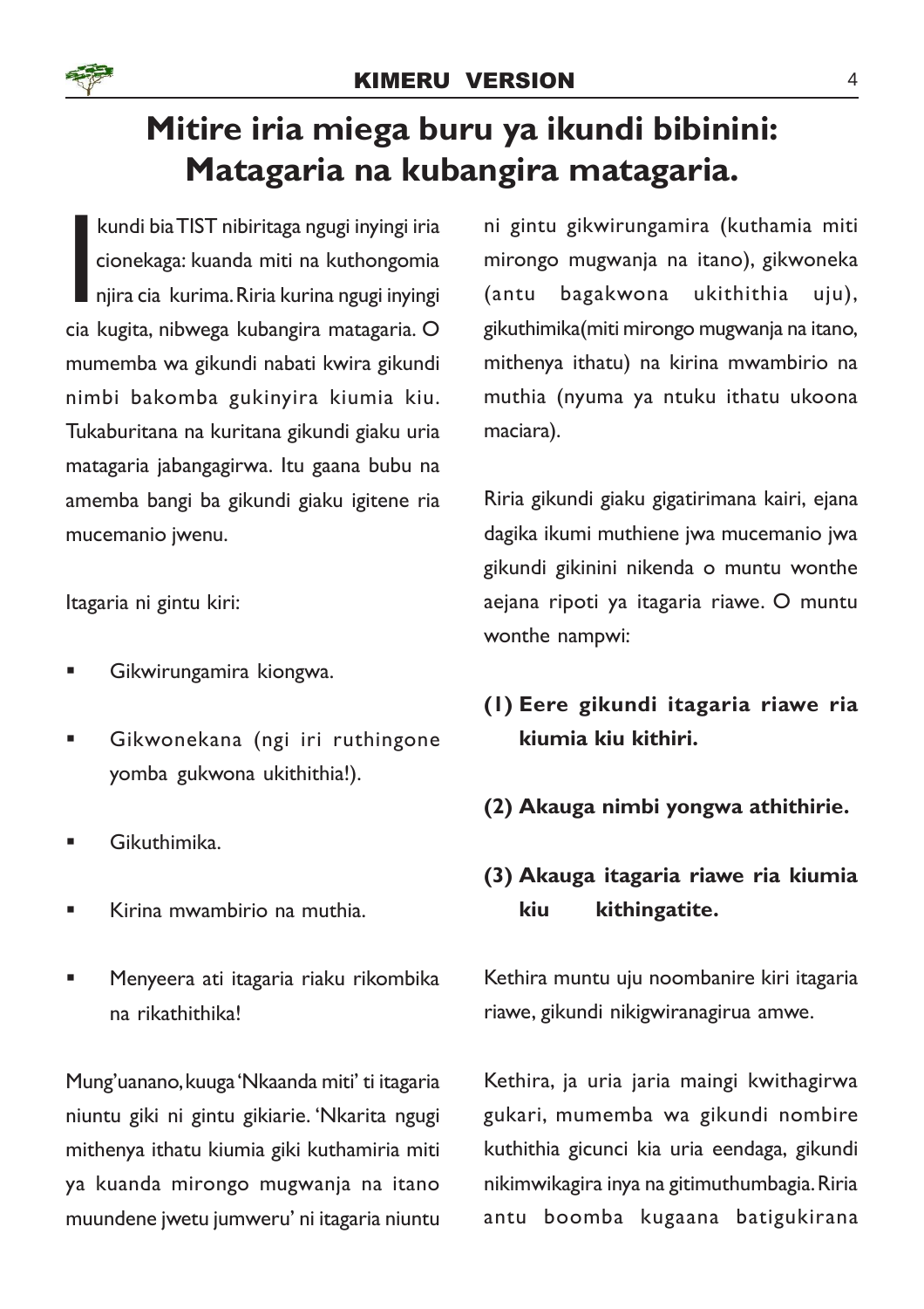# Mitire iria miega buru ya ikundi bibinini: Matagaria na kubangira matagaria.

Ikundi bia TIST nibiritaga ngugi inyingi iria cionekaga: kuanda miti na kuthongomia njira cia kurima. Riria kurina ngugi inyingi cia kugita, nibwega kubangira matagaria. O mumemba wa gikundi nabati kwira gikundi nimbi bakomba gukinyira kiumia kiu. Tukaburitana na kuritana gikundi giaku uria matagaria jabangagirwa. Itu gaana bubu na amemba bangi ba gikundi giaku igitene ria mucemanio jwenu.

Itagaria ni gintu kiri:

- Gikwirungamira kiongwa.
- Gikwonekana (ngi iri ruthingone yomba gukwona ukithithia!).
- Gikuthimika.
- Kirina mwambirio na muthia.
- Menyeera ati itagaria riaku rikombika na rikathithika!

Mung'uanano, kuuga 'Nkaanda miti' ti itagaria niuntu giki ni gintu gikiarie. 'Nkarita ngugi mithenya ithatu kiumia giki kuthamiria miti ya kuanda mirongo mugwanja na itano muundene jwetu jumweru' ni itagaria niuntu ni gintu gikwirungamira (kuthamia miti mirongo mugwanja na itano), gikwoneka (antu bagakwona ukithithia uju), gikuthimika(miti mirongo mugwanja na itano, mithenya ithatu) na kirina mwambirio na muthia (nyuma ya ntuku ithatu ukoona maciara).

Riria gikundi giaku gigatirimana kairi, ejana dagika ikumi muthiene jwa mucemanio jwa gikundi gikinini nikenda o muntu wonthe aejana ripoti ya itagaria riawe. O muntu wonthe nampwi:

**(1) Eere gikundi itagaria riawe ria kiumia kiu kithiri.**

**(2) Akauga nimbi yongwa athithirie.**

**(3) Akauga itagaria riawe ria kiumia kiu kithingatite.**

Kethira muntu uju noombanire kiri itagaria riawe, gikundi nikigwiranagirua amwe.

Kethira, ja uria jaria maingi kwithagirwa gukari, mumemba wa gikundi nombire kuthithia gicunci kia uria eendaga, gikundi nikimwikagira inya na gitimuthumbagia. Riria antu boomba kugaana batigukirana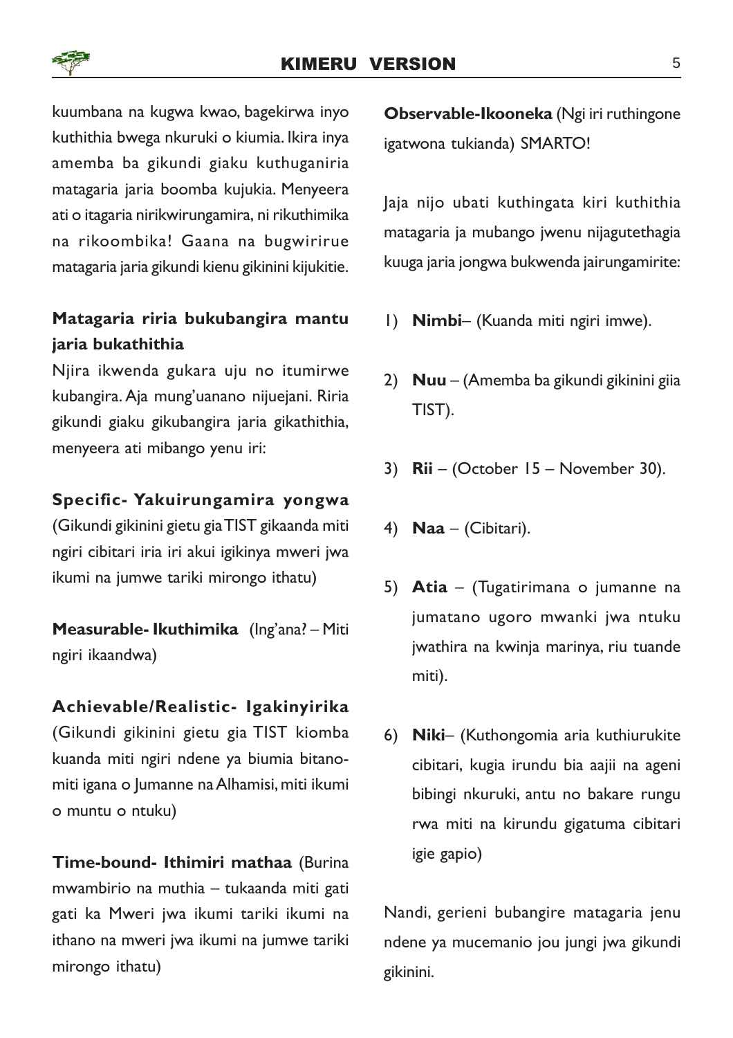kuumbana na kugwa kwao, bagekirwa inyo kuthithia bwega nkuruki o kiumia. Ikira inya amemba ba gikundi giaku kuthuganiria matagaria jaria boomba kujukia. Menyeera ati o itagaria nirikwirungamira, ni rikuthimika na rikoombika! Gaana na bugwirirue matagaria jaria gikundi kienu gikinini kijukitie.

### Matagaria riria bukubangira mantu jaria bukathithia

Njira ikwenda gukara uju no itumirwe kubangira. Aja mung'uanano nijuejani. Riria gikundi giaku gikubangira jaria gikathithia, menyeera ati mibango yenu iri:

**Specific- Yakuirungamira yongwa** (Gikundi gikinini gietu gia TIST gikaanda miti ngiri cibitari iria iri akui igikinya mweri jwa ikumi na jumwe tariki mirongo ithatu)

**Measurable- Ikuthimika** (Ing'ana? – Miti ngiri ikaandwa)

**Achievable/Realistic- Igakinyirika** (Gikundi gikinini gietu gia TIST kiomba kuanda miti ngiri ndene ya biumia bitano-miti igana o Jumanne na Alhamisi, miti ikumi o muntu o ntuku)

**Time-bound- Ithimiri mathaa** (Burina mwambirio na muthia – tukaanda miti gati gati ka Mweri jwa ikumi tariki ikumi na ithano na mweri jwa ikumi na jumwe tariki mirongo ithatu)

**Observable-Ikooneka** (Ngi iri ruthingone igatwona tukianda) SMARTO!

Jaja nijo ubati kuthingata kiri kuthithia matagaria ja mubango jwenu nijagutethagia kuuga jaria jongwa bukwenda jairungamirite:

1) **Nimbi**– (Kuanda miti ngiri imwe).
2) **Nuu** – (Amemba ba gikundi gikinini giia TIST).
3) **Rii** – (October 15 – November 30).
4) **Naa** – (Cibitari).
5) **Atia** – (Tugatirimana o jumanne na jumatano ugoro mwanki jwa ntuku jwathira na kwinja marinya, riu tuande miti).
6) **Niki**– (Kuthongomia aria kuthiurukite cibitari, kugia irundu bia aajii na ageni bibingi nkuruki, antu no bakare rungu rwa miti na kirundu gigatuma cibitari igie gapio)

Nandi, gerieni bubangire matagaria jenu ndene ya mucemanio jou jungi jwa gikundi gikinini.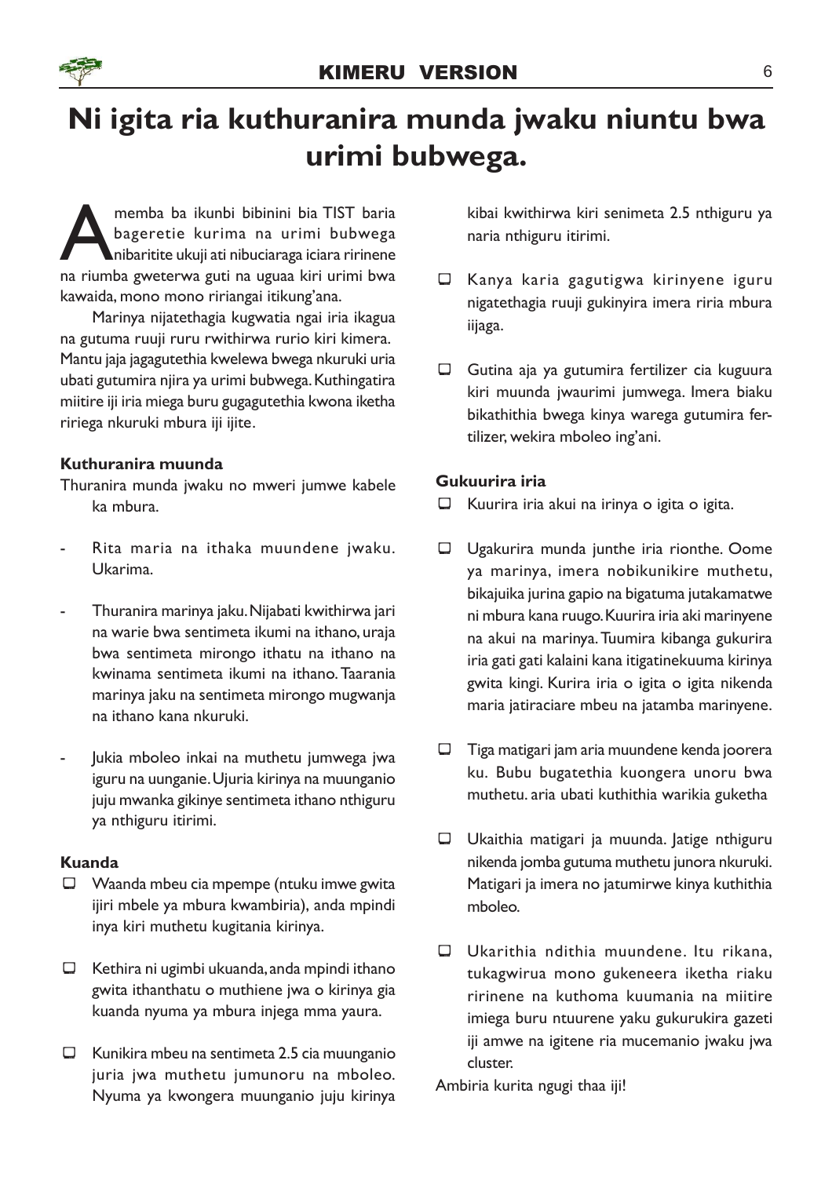# Ni igita ria kuthuranira munda jwaku niuntu bwa urimi bubwega.

Amemba ba ikunbi bibinini bia TIST baria bageretie kurima na urimi bubwega nibaritite ukuji ati nibuciaraga iciara ririnene na riumba gweterwa guti na uguaa kiri urimi bwa kawaida, mono mono ririangai itikung'ana.

Marinya nijatethagia kugwatia ngai iria ikagua na gutuma ruuji ruru rwithirwa rurio kiri kimera. Mantu jaja jagagutethia kwelewa bwega nkuruki uria ubati gutumira njira ya urimi bubwega. Kuthingatira miitire iji iria miega buru gugagutethia kwona iketha ririega nkuruki mbura iji ijite.

**Kuthuranira muunda**

Thuranira munda jwaku no mweri jumwe kabele ka mbura.

- Rita maria na ithaka muundene jwaku. Ukarima.
- Thuranira marinya jaku. Nijabati kwithirwa jari na warie bwa sentimeta ikumi na ithano, uraja bwa sentimeta mirongo ithatu na ithano na kwinama sentimeta ikumi na ithano. Taarania marinya jaku na sentimeta mirongo mugwanja na ithano kana nkuruki.
- Jukia mboleo inkai na muthetu jumwega jwa iguru na uunganie. Ujuria kirinya na muunganio juju mwanka gikinye sentimeta ithano nthiguru ya nthiguru itirimi.

**Kuanda**

- ☐ Waanda mbeu cia mpempe (ntuku imwe gwita ijiri mbele ya mbura kwambiria), anda mpindi inya kiri muthetu kugitania kirinya.
- ☐ Kethira ni ugimbi ukuanda, anda mpindi ithano gwita ithanthatu o muthiene jwa o kirinya gia kuanda nyuma ya mbura injega mma yaura.
- ☐ Kunikira mbeu na sentimeta 2.5 cia muunganio juria jwa muthetu jumunoru na mboleo. Nyuma ya kwongera muunganio juju kirinya kibai kwithirwa kiri senimeta 2.5 nthiguru ya naria nthiguru itirimi.
- ☐ Kanya karia gagutigwa kirinyene iguru nigatethagia ruuji gukinyira imera riria mbura iijaga.
- ☐ Gutina aja ya gutumira fertilizer cia kuguura kiri muunda jwaurimi jumwega. Imera biaku bikathithia bwega kinya warega gutumira fertilizer, wekira mboleo ing'ani.

**Gukuurira iria**

- ☐ Kuurira iria akui na irinya o igita o igita.
- ☐ Ugakurira munda junthe iria rionthe. Oome ya marinya, imera nobikunikire muthetu, bikajuika jurina gapio na bigatuma jutakamatwe ni mbura kana ruugo. Kuurira iria aki marinyene na akui na marinya. Tuumira kibanga gukurira iria gati gati kalaini kana itigatinekuuma kirinya gwita kingi. Kurira iria o igita o igita nikenda maria jatiraciare mbeu na jatamba marinyene.
- ☐ Tiga matigari jam aria muundene kenda joorera ku. Bubu bugatethia kuongera unoru bwa muthetu. aria ubati kuthithia warikia guketha
- ☐ Ukaithia matigari ja muunda. Jatige nthiguru nikenda jomba gutuma muthetu junora nkuruki. Matigari ja imera no jatumirwe kinya kuthithia mboleo.
- ☐ Ukarithia ndithia muundene. Itu rikana, tukagwirua mono gukeneera iketha riaku ririnene na kuthoma kuumania na miitire imiega buru ntuurene yaku gukurukira gazeti iji amwe na igitene ria mucemanio jwaku jwa cluster.

Ambiria kurita ngugi thaa iji!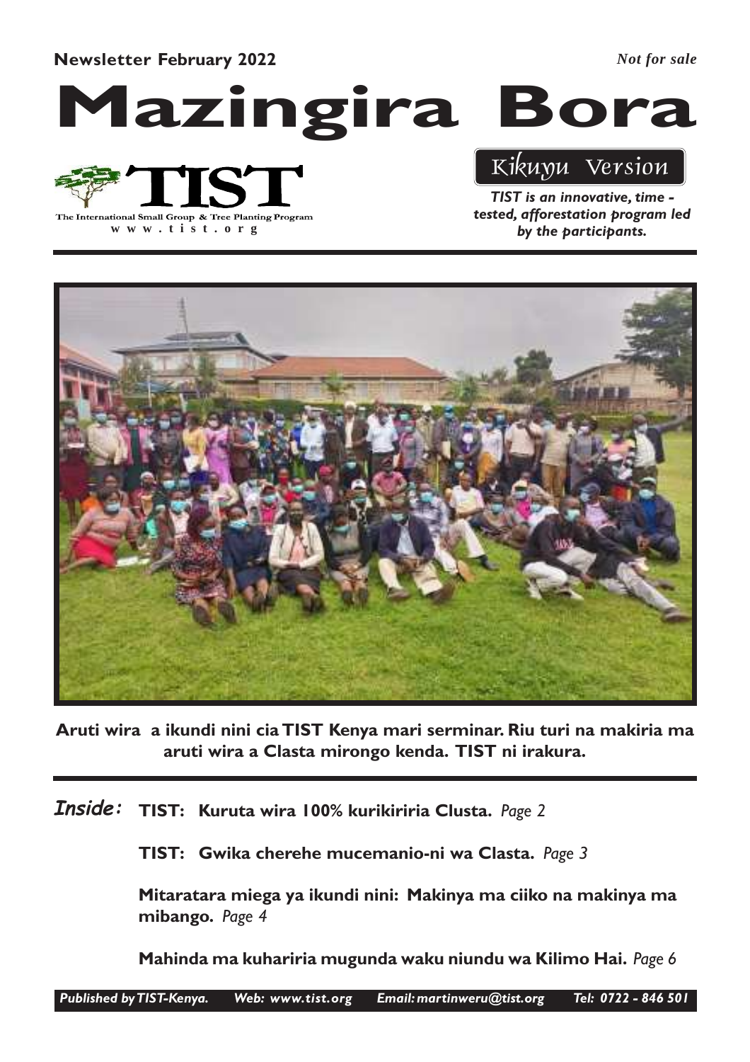**Newsletter February 2022** *Not for sale*

# Mazingira Bora

TIST

The International Small Group & Tree Planting Program

www.tist.org

Kikuyu Version

*TIST is an innovative, time - tested, afforestation program led by the participants.*

**Aruti wira a ikundi nini cia TIST Kenya mari serminar. Riu turi na makiria ma aruti wira a Clasta mirongo kenda. TIST ni irakura.**

***Inside:*** **TIST: Kuruta wira 100% kurikiriria Clusta.** *Page 2*

**TIST: Gwika cherehe mucemanio-ni wa Clasta.** *Page 3*

**Mitaratara miega ya ikundi nini: Makinya ma ciiko na makinya ma mibango.** *Page 4*

**Mahinda ma kuhariria mugunda waku niundu wa Kilimo Hai.** *Page 6*

*Published by TIST-Kenya. Web: www.tist.org Email: martinweru@tist.org Tel: 0722 - 846 501*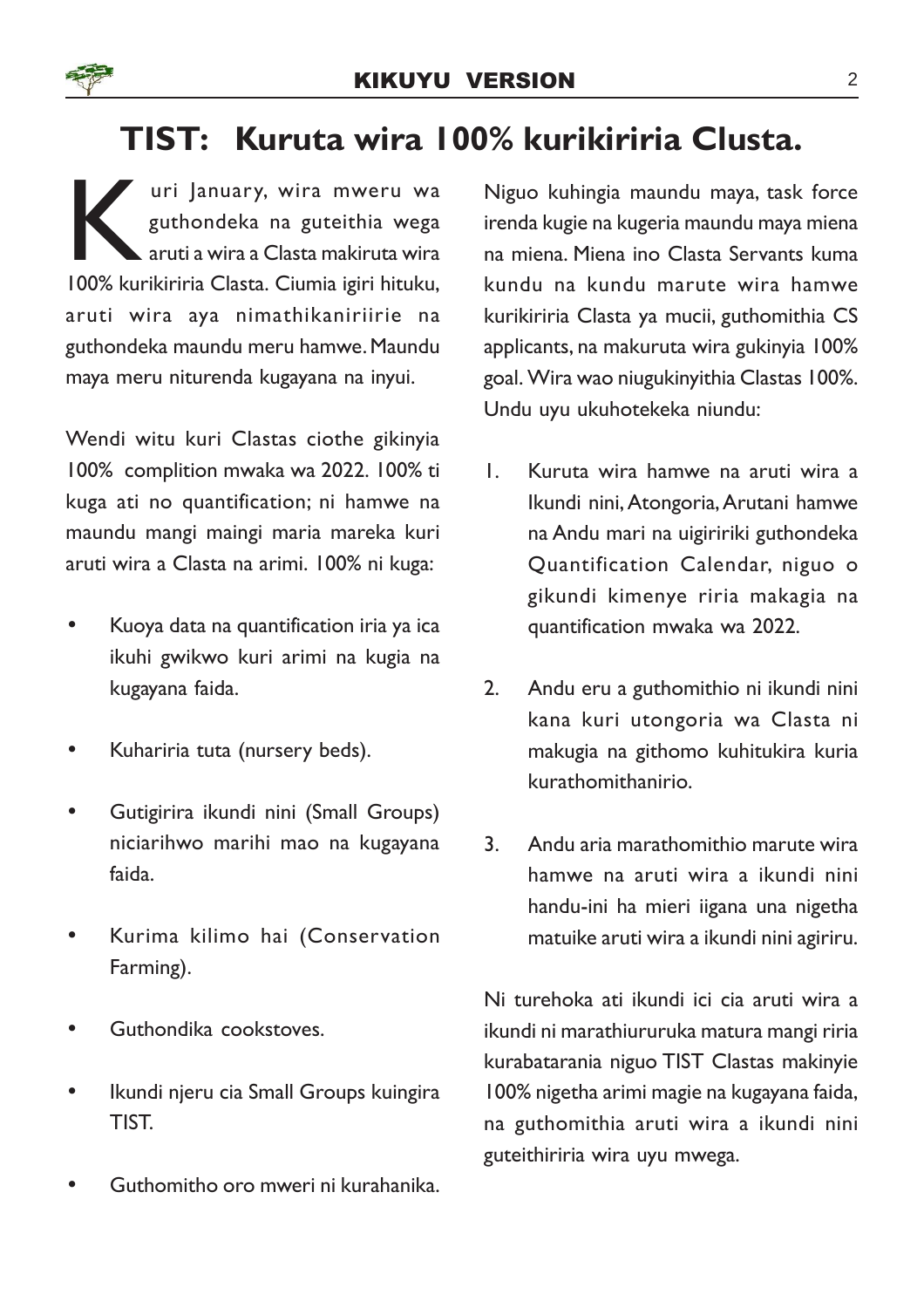# TIST: Kuruta wira 100% kurikiriria Clusta.

Kuri January, wira mweru wa guthondeka na guteithia wega aruti a wira a Clasta makiruta wira 100% kurikiriria Clasta. Ciumia igiri hituku, aruti wira aya nimathikaniriirie na guthondeka maundu meru hamwe. Maundu maya meru niturenda kugayana na inyui.

Wendi witu kuri Clastas ciothe gikinyia 100% complition mwaka wa 2022. 100% ti kuga ati no quantification; ni hamwe na maundu mangi maingi maria mareka kuri aruti wira a Clasta na arimi. 100% ni kuga:

- Kuoya data na quantification iria ya ica ikuhi gwikwo kuri arimi na kugia na kugayana faida.
- Kuhariria tuta (nursery beds).
- Gutigirira ikundi nini (Small Groups) niciarihwo marihi mao na kugayana faida.
- Kurima kilimo hai (Conservation Farming).
- Guthondika cookstoves.
- Ikundi njeru cia Small Groups kuingira TIST.
- Guthomitho oro mweri ni kurahanika.

Niguo kuhingia maundu maya, task force irenda kugie na kugeria maundu maya miena na miena. Miena ino Clasta Servants kuma kundu na kundu marute wira hamwe kurikiriria Clasta ya mucii, guthomithia CS applicants, na makuruta wira gukinyia 100% goal. Wira wao niugukinyithia Clastas 100%. Undu uyu ukuhotekeka niundu:

1. Kuruta wira hamwe na aruti wira a Ikundi nini, Atongoria, Arutani hamwe na Andu mari na uigiririki guthondeka Quantification Calendar, niguo o gikundi kimenye riria makagia na quantification mwaka wa 2022.
2. Andu eru a guthomithio ni ikundi nini kana kuri utongoria wa Clasta ni makugia na githomo kuhitukira kuria kurathomithanirio.
3. Andu aria marathomithio marute wira hamwe na aruti wira a ikundi nini handu-ini ha mieri iigana una nigetha matuike aruti wira a ikundi nini agiriru.

Ni turehoka ati ikundi ici cia aruti wira a ikundi ni marathiururuka matura mangi riria kurabatarania niguo TIST Clastas makinyie 100% nigetha arimi magie na kugayana faida, na guthomithia aruti wira a ikundi nini guteithiriria wira uyu mwega.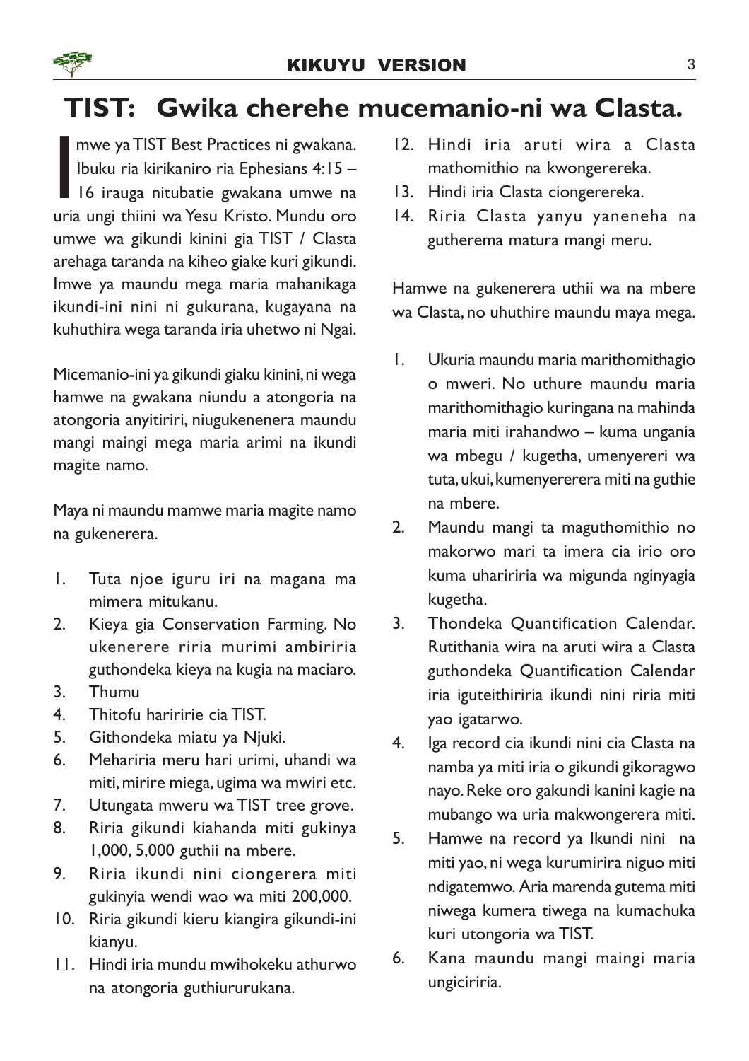# TIST: Gwika cherehe mucemanio-ni wa Clasta.

Imwe ya TIST Best Practices ni gwakana. Ibuku ria kirikaniro ria Ephesians 4:15 – 16 irauga nitubatie gwakana umwe na uria ungi thiini wa Yesu Kristo. Mundu oro umwe wa gikundi kinini gia TIST / Clasta arehaga taranda na kiheo giake kuri gikundi. Imwe ya maundu mega maria mahanikaga ikundi-ini nini ni gukurana, kugayana na kuhuthira wega taranda iria uhetwo ni Ngai.

Micemanio-ini ya gikundi giaku kinini, ni wega hamwe na gwakana niundu a atongoria na atongoria anyitiriri, niugukenenera maundu mangi maingi mega maria arimi na ikundi magite namo.

Maya ni maundu mamwe maria magite namo na gukenerera.

1. Tuta njoe iguru iri na magana ma mimera mitukanu.
2. Kieya gia Conservation Farming. No ukenerere riria murimi ambiriria guthondeka kieya na kugia na maciaro.
3. Thumu
4. Thitofu hariririe cia TIST.
5. Githondeka miatu ya Njuki.
6. Mehariria meru hari urimi, uhandi wa miti, mirire miega, ugima wa mwiri etc.
7. Utungata mweru wa TIST tree grove.
8. Riria gikundi kiahanda miti gukinya 1,000, 5,000 guthii na mbere.
9. Riria ikundi nini ciongerera miti gukinyia wendi wao wa miti 200,000.
10. Riria gikundi kieru kiangira gikundi-ini kianyu.
11. Hindi iria mundu mwihokeku athurwo na atongoria guthiururukana.
12. Hindi iria aruti wira a Clasta mathomithio na kwongerereka.
13. Hindi iria Clasta ciongerereka.
14. Riria Clasta yanyu yaneneha na gutherema matura mangi meru.

Hamwe na gukenerera uthii wa na mbere wa Clasta, no uhuthire maundu maya mega.

1. Ukuria maundu maria marithomithagio o mweri. No uthure maundu maria marithomithagio kuringana na mahinda maria miti irahandwo – kuma ungania wa mbegu / kugetha, umenyereri wa tuta, ukui, kumenyererera miti na guthie na mbere.
2. Maundu mangi ta maguthomithio no makorwo mari ta imera cia irio oro kuma uharririria wa migunda nginyagia kugetha.
3. Thondeka Quantification Calendar. Rutithania wira na aruti wira a Clasta guthondeka Quantification Calendar iria iguteithiriria ikundi nini riria miti yao igatarwo.
4. Iga record cia ikundi nini cia Clasta na namba ya miti iria o gikundi gikoragwo nayo. Reke oro gakundi kanini kagie na mubango wa uria makwongerera miti.
5. Hamwe na record ya Ikundi nini na miti yao, ni wega kurumirira niguo miti ndigatemwo. Aria marenda gutema miti niwega kumera tiwega na kumachuka kuri utongoria wa TIST.
6. Kana maundu mangi maingi maria ungiciriria.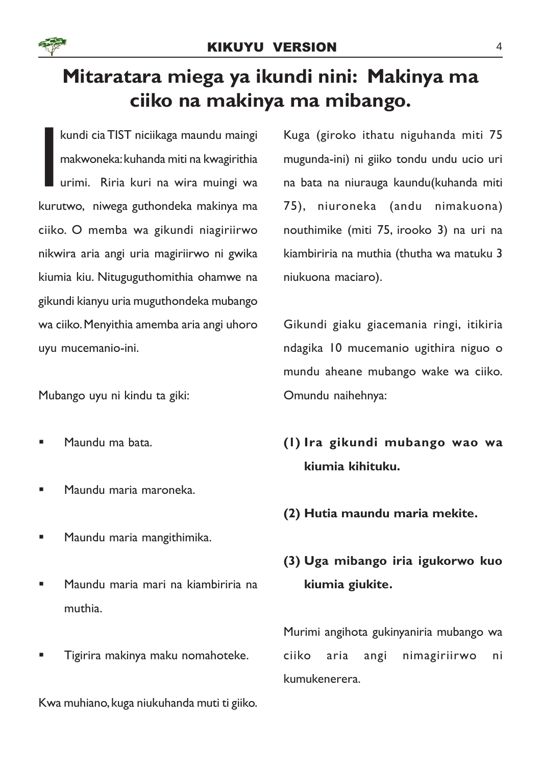# Mitaratara miega ya ikundi nini: Makinya ma ciiko na makinya ma mibango.

Ikundi cia TIST niciikaga maundu maingi makwoneka: kuhanda miti na kwagirithia urimi. Riria kuri na wira muingi wa kurutwo, niwega guthondeka makinya ma ciiko. O memba wa gikundi niagiriirwo nikwira aria angi uria magiriirwo ni gwika kiumia kiu. Nituguguthomithia ohamwe na gikundi kianyu uria muguthondeka mubango wa ciiko. Menyithia amemba aria angi uhoro uyu mucemanio-ini.

Mubango uyu ni kindu ta giki:

- Maundu ma bata.
- Maundu maria maroneka.
- Maundu maria mangithimika.
- Maundu maria mari na kiambiriria na muthia.
- Tigirira makinya maku nomahoteke.

Kwa muhiano, kuga niukuhanda muti ti giiko.

Kuga (giroko ithatu niguhanda miti 75 mugunda-ini) ni giiko tondu undu ucio uri na bata na niurauga kaundu(kuhanda miti 75), niuroneka (andu nimakuona) nouthimike (miti 75, irooko 3) na uri na kiambiriria na muthia (thutha wa matuku 3 niukuona maciaro).

Gikundi giaku giacemania ringi, itikiria ndagika 10 mucemanio ugithira niguo o mundu aheane mubango wake wa ciiko. Omundu naihehnya:

**(1) Ira gikundi mubango wao wa kiumia kihituku.**

**(2) Hutia maundu maria mekite.**

**(3) Uga mibango iria igukorwo kuo kiumia giukite.**

Murimi angihota gukinyaniria mubango wa ciiko aria angi nimagiriirwo ni kumukenerera.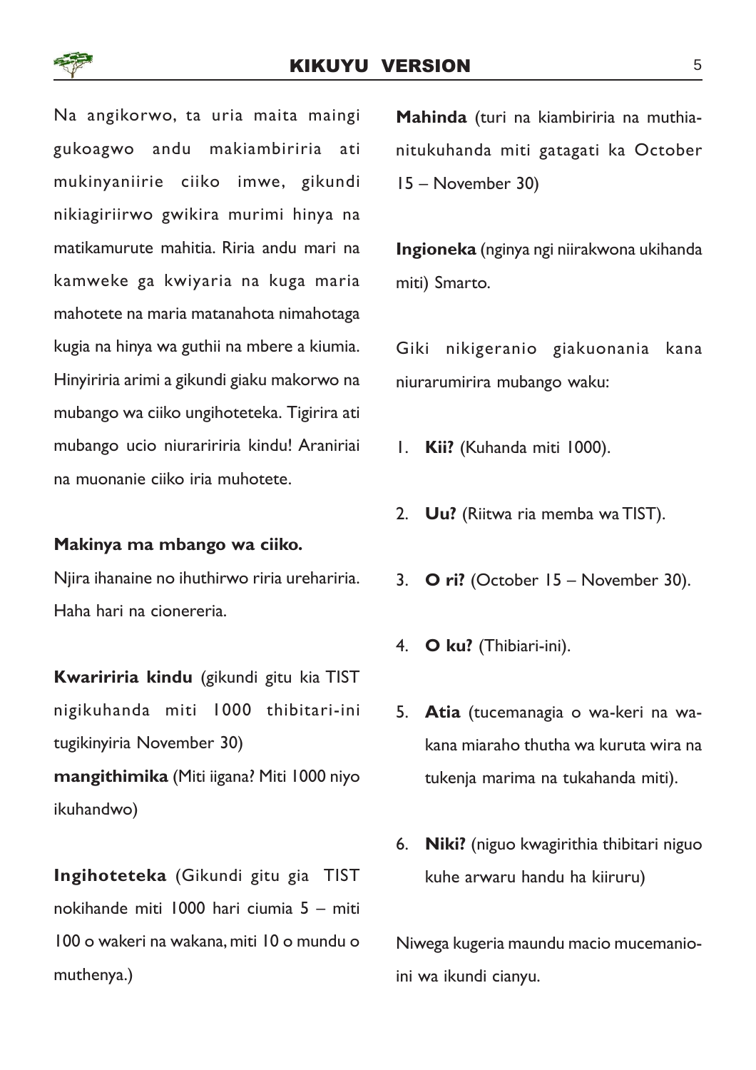Na angikorwo, ta uria maita maingi gukoagwo andu makiambiririria ati mukinyaniiirie ciiko imwe, gikundi nikiagiriirwo gwikira murimi hinya na matikamurute mahitia. Riria andu mari na kamweke ga kwiyaria na kuga maria mahotete na maria matanahota nimahotaga kugia na hinya wa guthii na mbere a kiumia. Hinyiriria arimi a gikundi giaku makorwo na mubango wa ciiko ungihoteteka. Tigirira ati mubango ucio niurariririria kindu! Araniriai na muonanie ciiko iria muhotete.

**Makinya ma mbango wa ciiko.**

Njira ihanaine no ihuthirwo riria urehariria. Haha hari na cionereria.

**Kwaririria kindu** (gikundi gitu kia TIST nigikuhanda miti 1000 thibitari-ini tugikinyiria November 30)

**mangithimika** (Miti iigana? Miti 1000 niyo ikuhandwo)

**Ingihoteteka** (Gikundi gitu gia TIST nokihande miti 1000 hari ciumia 5 – miti 100 o wakeri na wakana, miti 10 o mundu o muthenya.)

**Mahinda** (turi na kiambiririria na muthia-nitukuhanda miti gatagati ka October 15 – November 30)

**Ingioneka** (nginya ngi niirakwona ukihanda miti) Smarto.

Giki nikigeranio giakuonania kana niurarumirira mubango waku:

1. **Kii?** (Kuhanda miti 1000).
2. **Uu?** (Riitwa ria memba wa TIST).
3. **O ri?** (October 15 – November 30).
4. **O ku?** (Thibiari-ini).
5. **Atia** (tucemanagia o wa-keri na wa-kana miaraho thutha wa kuruta wira na tukenja marima na tukahanda miti).
6. **Niki?** (niguo kwagirithia thibitari niguo kuhe arwaru handu ha kiiruru)

Niwega kugeria maundu macio mucemanio-ini wa ikundi cianyu.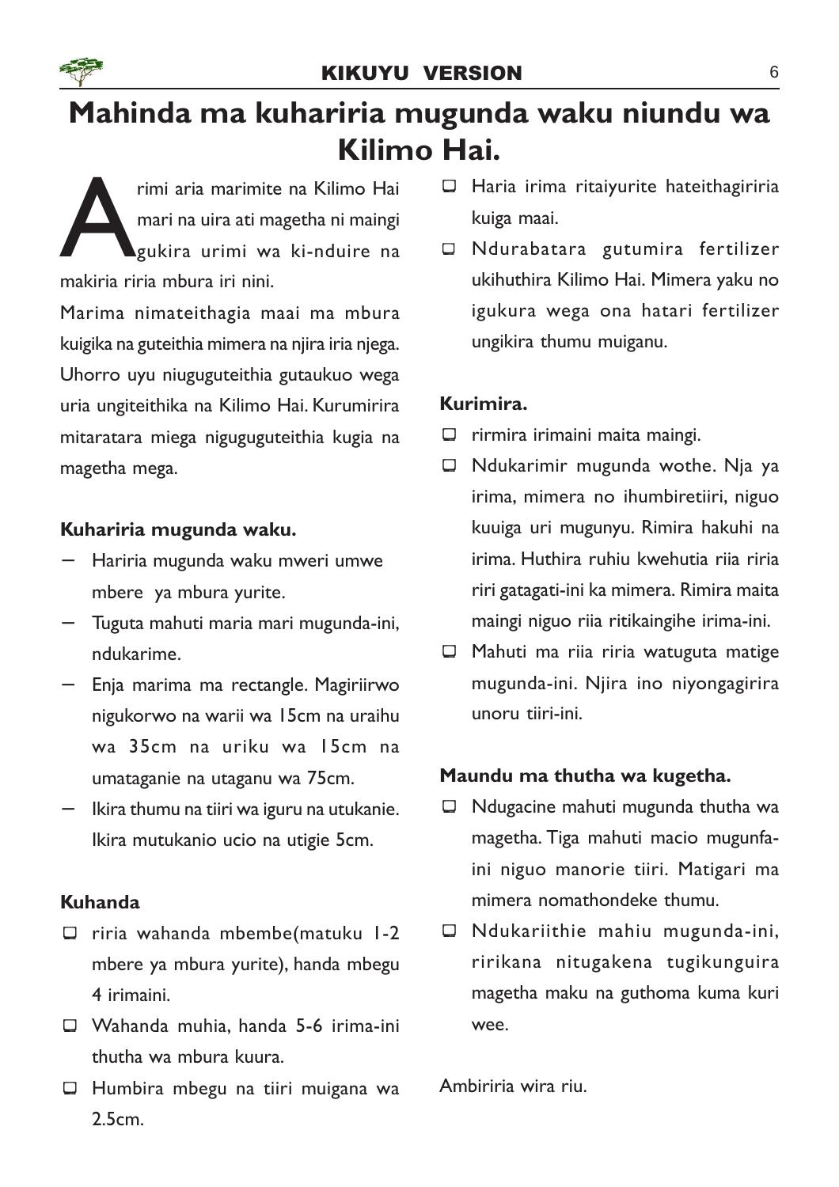# Mahinda ma kuhariria mugunda waku niundu wa Kilimo Hai.

Arimi aria marimite na Kilimo Hai mari na uira ati magetha ni maingi gukira urimi wa ki-nduire na makiria riria mbura iri nini.

Marima nimateithagia maai ma mbura kuigika na guteithia mimera na njira iria njega. Uhorro uyu niuguguteithia gutaukuo wega uria ungiteithika na Kilimo Hai. Kurumirira mitaratara miega niguguteithia kugia na magetha mega.

**Kuhariria mugunda waku.**

- Hariria mugunda waku mweri umwe mbere ya mbura yurite.
- Tuguta mahuti maria mari mugunda-ini, ndukarime.
- Enja marima ma rectangle. Magiriirwo nigukorwo na warii wa 15cm na uraihu wa 35cm na uriku wa 15cm na umataganie na utaganu wa 75cm.
- Ikira thumu na tiiri wa iguru na utukanie. Ikira mutukanio ucio na utigie 5cm.

**Kuhanda**

- riria wahanda mbembe(matuku 1-2 mbere ya mbura yurite), handa mbegu 4 irimaini.
- Wahanda muhia, handa 5-6 irima-ini thutha wa mbura kuura.
- Humbira mbegu na tiiri muigana wa 2.5cm.
- Haria irima ritaiyurite hateithagiriria kuiga maai.
- Ndurabatara gutumira fertilizer ukihuthira Kilimo Hai. Mimera yaku no igukura wega ona hatari fertilizer ungikira thumu muiganu.

**Kurimira.**

- rirmira irimaini maita maingi.
- Ndukarimir mugunda wothe. Nja ya irima, mimera no ihumbiretiiri, niguo kuuiga uri mugunyu. Rimira hakuhi na irima. Huthira ruhiu kwehutia riia riria riri gatagati-ini ka mimera. Rimira maita maingi niguo riia ritikaingihe irima-ini.
- Mahuti ma riia riria watuguta matige mugunda-ini. Njira ino niyongagirira unoru tiiri-ini.

**Maundu ma thutha wa kugetha.**

- Ndugacine mahuti mugunda thutha wa magetha. Tiga mahuti macio mugunfa-ini niguo manorie tiiri. Matigari ma mimera nomathondeke thumu.
- Ndukariithie mahiu mugunda-ini, ririkana nitugakena tugikunguira magetha maku na guthoma kuma kuri wee.

Ambiriria wira riu.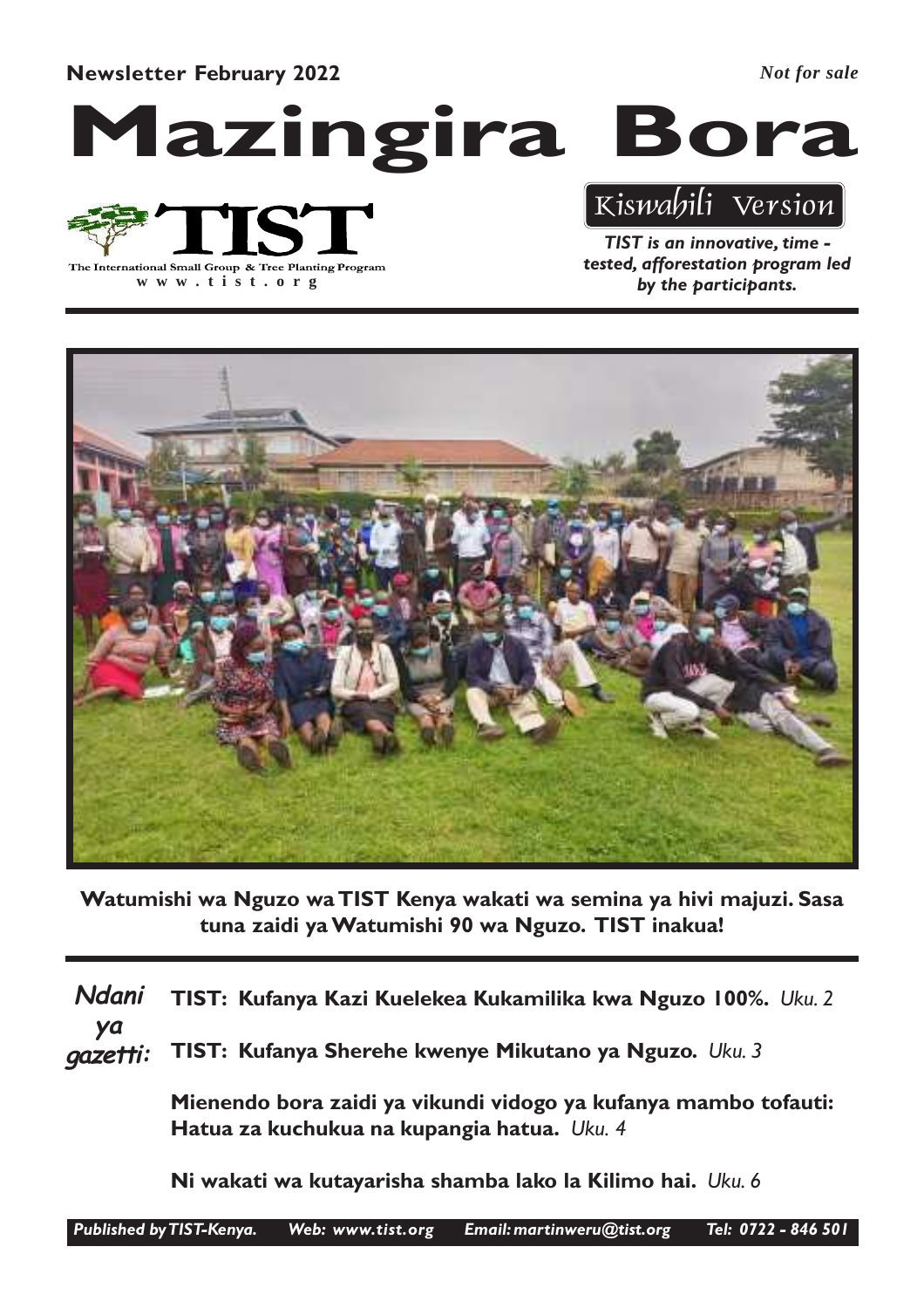**Newsletter February 2022**

*Not for sale*

# Mazingira Bora

**TIST**

The International Small Group & Tree Planting Program

www.tist.org

Kiswahili Version

***TIST is an innovative, time - tested, afforestation program led by the participants.***

**Watumishi wa Nguzo wa TIST Kenya wakati wa semina ya hivi majuzi. Sasa tuna zaidi ya Watumishi 90 wa Nguzo. TIST inakua!**

## Ndani ya gazetti:

**TIST: Kufanya Kazi Kuelekea Kukamilika kwa Nguzo 100%.** *Uku. 2*

**TIST: Kufanya Sherehe kwenye Mikutano ya Nguzo.** *Uku. 3*

**Mienendo bora zaidi ya vikundi vidogo ya kufanya mambo tofauti: Hatua za kuchukua na kupangia hatua.** *Uku. 4*

**Ni wakati wa kutayarisha shamba lako la Kilimo hai.** *Uku. 6*

*Published by TIST-Kenya. Web: www.tist.org Email: martinweru@tist.org Tel: 0722 - 846 501*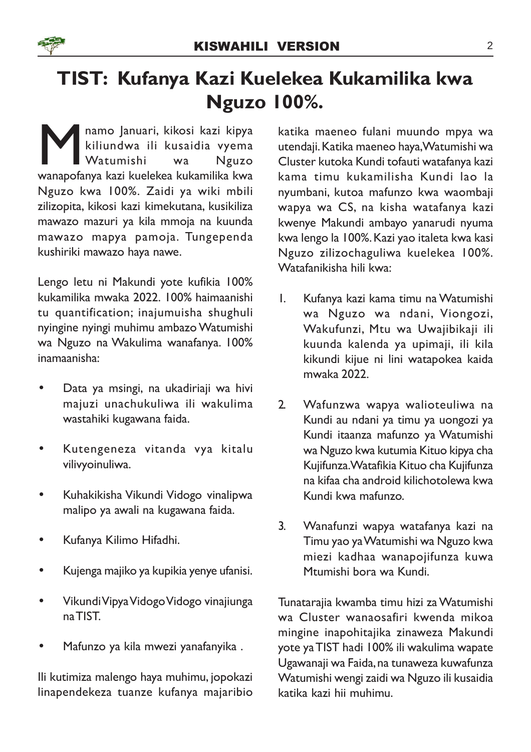# TIST: Kufanya Kazi Kuelekea Kukamilika kwa Nguzo 100%.

Mnamo Januari, kikosi kazi kipya kiliundwa ili kusaidia vyema Watumishi wa Nguzo wanapofanya kazi kuelekea kukamilika kwa Nguzo kwa 100%. Zaidi ya wiki mbili zilizopita, kikosi kazi kimekutana, kusikiliza mawazo mazuri ya kila mmoja na kuunda mawazo mapya pamoja. Tungependa kushiriki mawazo haya nawe.

Lengo letu ni Makundi yote kufikia 100% kukamilika mwaka 2022. 100% haimaanishi tu quantification; inajumuisha shughuli nyingine nyingi muhimu ambazo Watumishi wa Nguzo na Wakulima wanafanya. 100% inamaanisha:

- Data ya msingi, na ukadiriaji wa hivi majuzi unachukuliwa ili wakulima wastahiki kugawana faida.
- Kutengeneza vitanda vya kitalu vilivyoinuliwa.
- Kuhakikisha Vikundi Vidogo vinalipwa malipo ya awali na kugawana faida.
- Kufanya Kilimo Hifadhi.
- Kujenga majiko ya kupikia yenye ufanisi.
- Vikundi Vipya Vidogo Vidogo vinajiunga na TIST.
- Mafunzo ya kila mwezi yanafanyika .

Ili kutimiza malengo haya muhimu, jopokazi linapendekeza tuanze kufanya majaribio katika maeneo fulani muundo mpya wa utendaji. Katika maeneo haya, Watumishi wa Cluster kutoka Kundi tofauti watafanya kazi kama timu kukamilisha Kundi lao la nyumbani, kutoa mafunzo kwa waombaji wapya wa CS, na kisha watafanya kazi kwenye Makundi ambayo yanarudi nyuma kwa lengo la 100%. Kazi yao italeta kwa kasi Nguzo zilizochaguliwa kuelekea 100%. Watafanikisha hili kwa:

1. Kufanya kazi kama timu na Watumishi wa Nguzo wa ndani, Viongozi, Wakufunzi, Mtu wa Uwajibikaji ili kuunda kalenda ya upimaji, ili kila kikundi kijue ni lini watapokea kaida mwaka 2022.
2. Wafunzwa wapya walioteuliwa na Kundi au ndani ya timu ya uongozi ya Kundi itaanza mafunzo ya Watumishi wa Nguzo kwa kutumia Kituo kipya cha Kujifunza. Watafikia Kituo cha Kujifunza na kifaa cha android kilichotolewa kwa Kundi kwa mafunzo.
3. Wanafunzi wapya watafanya kazi na Timu yao ya Watumishi wa Nguzo kwa miezi kadhaa wanapojifunza kuwa Mtumishi bora wa Kundi.

Tunatarajia kwamba timu hizi za Watumishi wa Cluster wanaosafiri kwenda mikoa mingine inapohitajika zinaweza Makundi yote ya TIST hadi 100% ili wakulima wapate Ugawanaji wa Faida, na tunaweza kuwafunza Watumishi wengi zaidi wa Nguzo ili kusaidia katika kazi hii muhimu.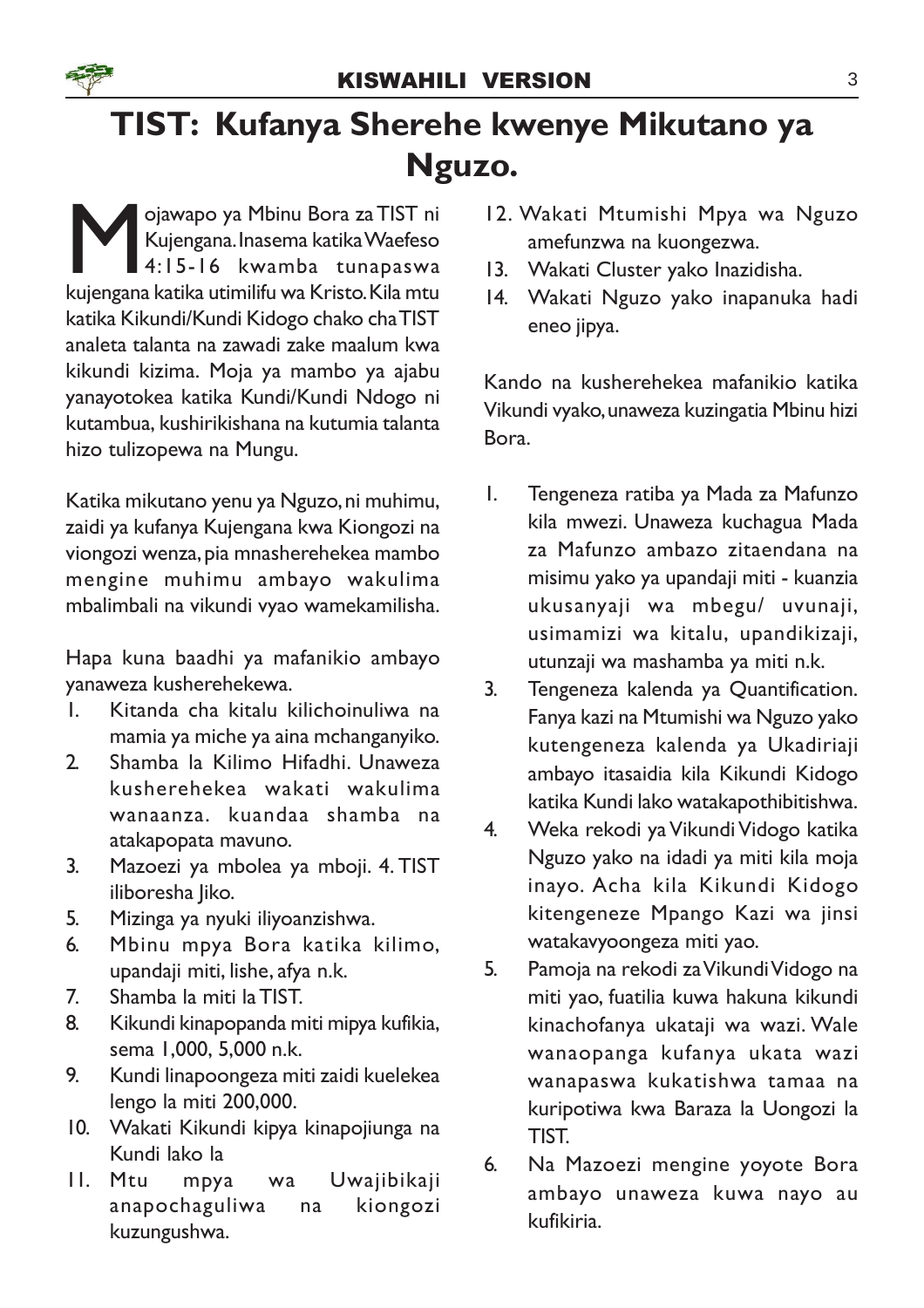# TIST: Kufanya Sherehe kwenye Mikutano ya Nguzo.

Mojawapo ya Mbinu Bora za TIST ni Kujengana. Inasema katika Waefeso 4:15-16 kwamba tunapaswa kujengana katika utimilifu wa Kristo. Kila mtu katika Kikundi/Kundi Kidogo chako cha TIST analeta talanta na zawadi zake maalum kwa kikundi kizima. Moja ya mambo ya ajabu yanayotokea katika Kundi/Kundi Ndogo ni kutambua, kushirikishana na kutumia talanta hizo tulizopewa na Mungu.

Katika mikutano yenu ya Nguzo, ni muhimu, zaidi ya kufanya Kujengana kwa Kiongozi na viongozi wenza, pia mnasherehekea mambo mengine muhimu ambayo wakulima mbalimbali na vikundi vyao wamekamilisha.

Hapa kuna baadhi ya mafanikio ambayo yanaweza kusherehekewa.

1. Kitanda cha kitalu kilichoinuliwa na mamia ya miche ya aina mchanganyiko.
2. Shamba la Kilimo Hifadhi. Unaweza kusherehekea wakati wakulima wanaanza. kuandaa shamba na atakapopata mavuno.
3. Mazoezi ya mbolea ya mboji. 4. TIST iliboresha Jiko.
5. Mizinga ya nyuki iliyoanzishwa.
6. Mbinu mpya Bora katika kilimo, upandaji miti, lishe, afya n.k.
7. Shamba la miti la TIST.
8. Kikundi kinapopanda miti mipya kufikia, sema 1,000, 5,000 n.k.
9. Kundi linapoongeza miti zaidi kuelekea lengo la miti 200,000.
10. Wakati Kikundi kipya kinapojiunga na Kundi lako la
11. Mtu mpya wa Uwajibikaji anapochaguliwa na kiongozi kuzungushwa.
12. Wakati Mtumishi Mpya wa Nguzo amefunzwa na kuongezwa.
13. Wakati Cluster yako Inazidisha.
14. Wakati Nguzo yako inapanuka hadi eneo jipya.

Kando na kusherehekea mafanikio katika Vikundi vyako, unaweza kuzingatia Mbinu hizi Bora.

1. Tengeneza ratiba ya Mada za Mafunzo kila mwezi. Unaweza kuchagua Mada za Mafunzo ambazo zitaendana na misimu yako ya upandaji miti - kuanzia ukusanyaji wa mbegu/ uvunaji, usimamizi wa kitalu, upandikizaji, utunzaji wa mashamba ya miti n.k.
3. Tengeneza kalenda ya Quantification. Fanya kazi na Mtumishi wa Nguzo yako kutengeneza kalenda ya Ukadiriaji ambayo itasaidia kila Kikundi Kidogo katika Kundi lako watakapothibitishwa.
4. Weka rekodi ya Vikundi Vidogo katika Nguzo yako na idadi ya miti kila moja inayo. Acha kila Kikundi Kidogo kitengeneze Mpango Kazi wa jinsi watakavyoongeza miti yao.
5. Pamoja na rekodi za Vikundi Vidogo na miti yao, fuatilia kuwa hakuna kikundi kinachofanya ukataji wa wazi. Wale wanaopanga kufanya ukata wazi wanapaswa kukatishwa tamaa na kuripotiwa kwa Baraza la Uongozi la TIST.
6. Na Mazoezi mengine yoyote Bora ambayo unaweza kuwa nayo au kufikiria.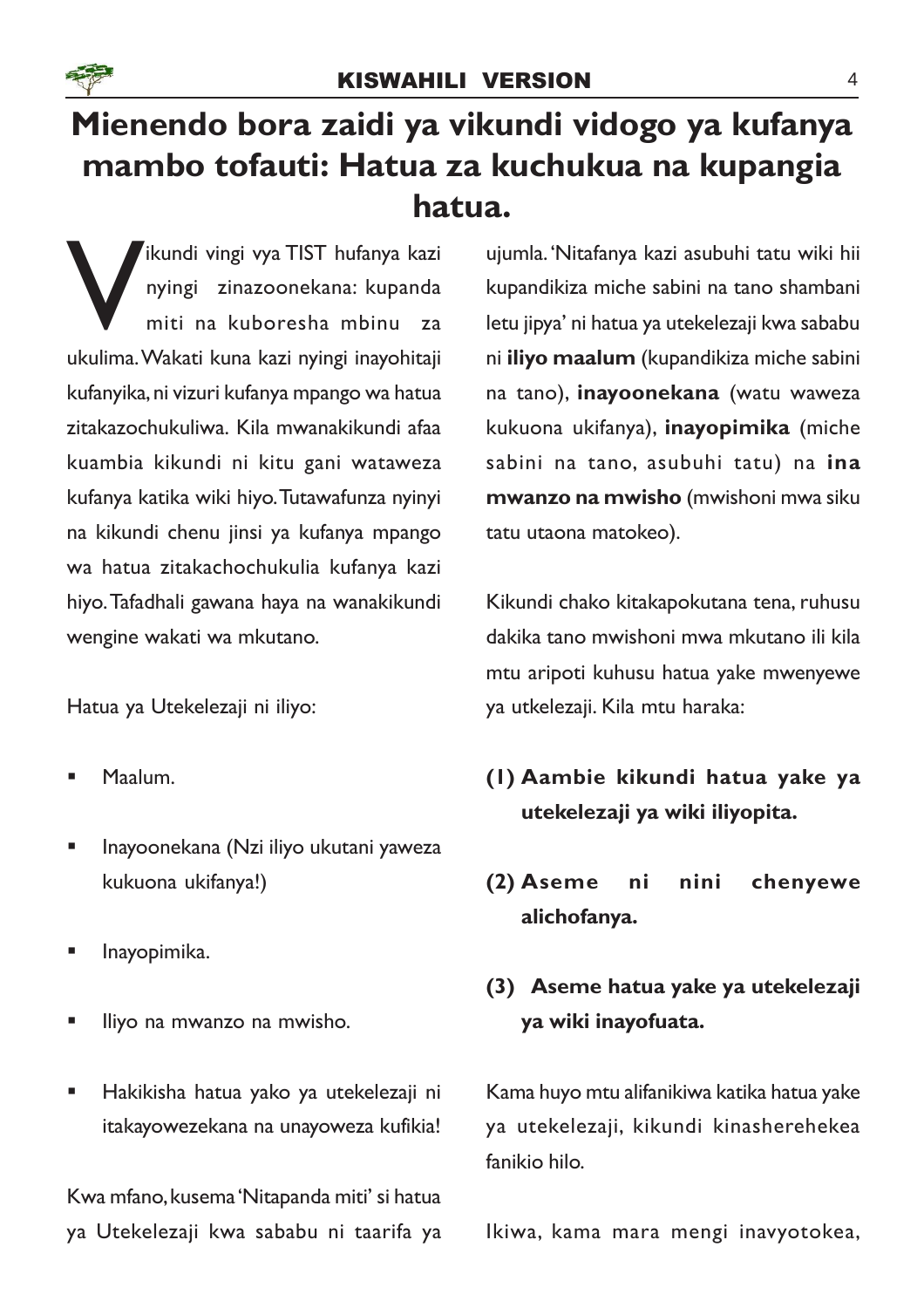# Mienendo bora zaidi ya vikundi vidogo ya kufanya mambo tofauti: Hatua za kuchukua na kupangia hatua.

Vikundi vingi vya TIST hufanya kazi nyingi zinazoonekana: kupanda miti na kuboresha mbinu za ukulima. Wakati kuna kazi nyingi inayohitaji kufanyika, ni vizuri kufanya mpango wa hatua zitakazochukuliwa. Kila mwanakikundi afaa kuambia kikundi ni kitu gani wataweza kufanya katika wiki hiyo. Tutawafunza nyinyi na kikundi chenu jinsi ya kufanya mpango wa hatua zitakachochukulia kufanya kazi hiyo. Tafadhali gawana haya na wanakikundi wengine wakati wa mkutano.

Hatua ya Utekelezaji ni iliyo:

- Maalum.
- Inayoonekana (Nzi iliyo ukutani yaweza kukuona ukifanya!)
- Inayopimika.
- Iliyo na mwanzo na mwisho.
- Hakikisha hatua yako ya utekelezaji ni itakayowezekana na unayoweza kufikia!

Kwa mfano, kusema 'Nitapanda miti' si hatua ya Utekelezaji kwa sababu ni taarifa ya ujumla. 'Nitafanya kazi asubuhi tatu wiki hii kupandikiza miche sabini na tano shambani letu jipya' ni hatua ya utekelezaji kwa sababu ni **iliyo maalum** (kupandikiza miche sabini na tano), **inayoonekana** (watu waweza kukuona ukifanya), **inayopimika** (miche sabini na tano, asubuhi tatu) na **ina mwanzo na mwisho** (mwishoni mwa siku tatu utaona matokeo).

Kikundi chako kitakapokutana tena, ruhusu dakika tano mwishoni mwa mkutano ili kila mtu aripoti kuhusu hatua yake mwenyewe ya utkelezaji. Kila mtu haraka:

**(1) Aambie kikundi hatua yake ya utekelezaji ya wiki iliyopita.**

**(2) Aseme ni nini chenyewe alichofanya.**

**(3) Aseme hatua yake ya utekelezaji ya wiki inayofuata.**

Kama huyo mtu alifanikiwa katika hatua yake ya utekelezaji, kikundi kinasherehekea fanikio hilo.

Ikiwa, kama mara mengi inavyotokea,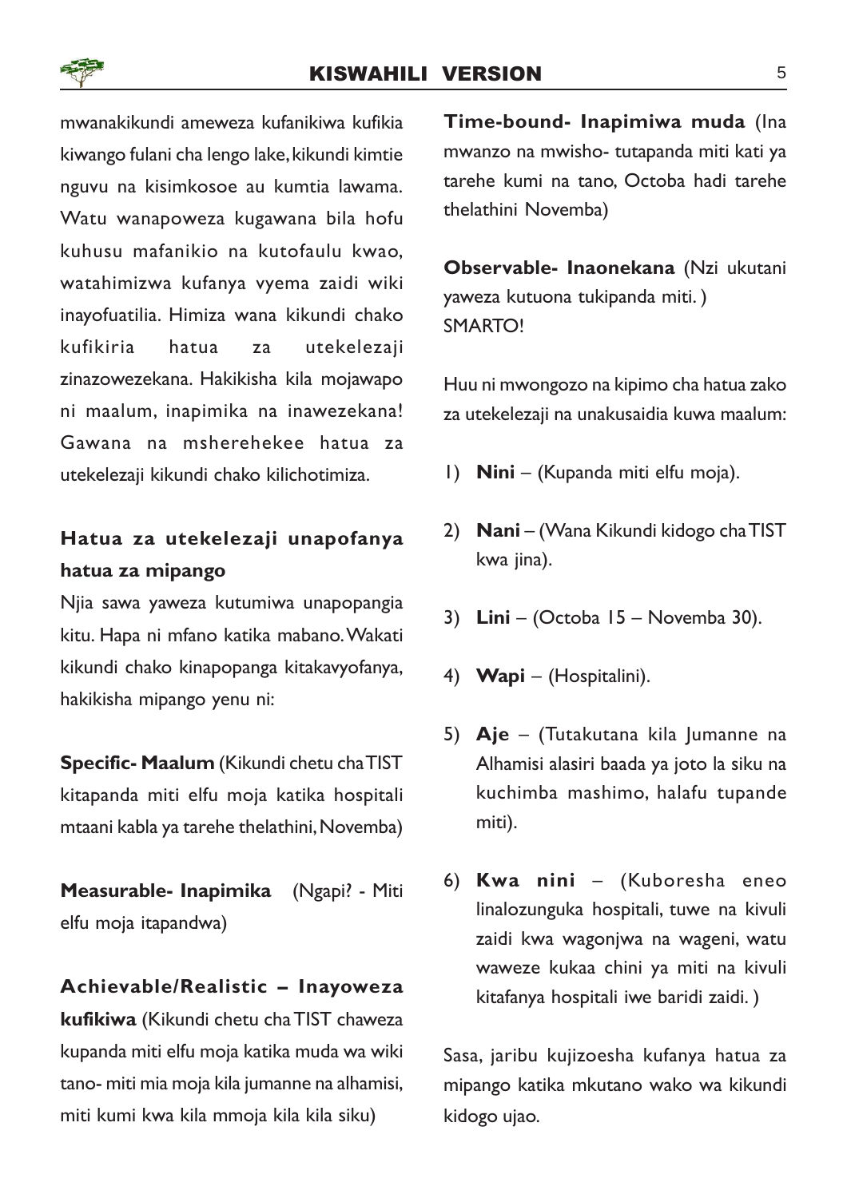mwanakikundi ameweza kufanikiwa kufikia kiwango fulani cha lengo lake, kikundi kimtie nguvu na kisimkosoe au kumtia lawama. Watu wanapoweza kugawana bila hofu kuhusu mafanikio na kutofaulu kwao, watahimizwa kufanya vyema zaidi wiki inayofuatilia. Himiza wana kikundi chako kufikiria hatua za utekelezaji zinazowezekana. Hakikisha kila mojawapo ni maalum, inapimika na inawezekana! Gawana na msherehekee hatua za utekelezaji kikundi chako kilichotimiza.

### Hatua za utekelezaji unapofanya hatua za mipango

Njia sawa yaweza kutumiwa unapopangia kitu. Hapa ni mfano katika mabano. Wakati kikundi chako kinapopanga kitakavyofanya, hakikisha mipango yenu ni:

**Specific- Maalum** (Kikundi chetu cha TIST kitapanda miti elfu moja katika hospitali mtaani kabla ya tarehe thelathini, Novemba)

**Measurable- Inapimika** (Ngapi? - Miti elfu moja itapandwa)

**Achievable/Realistic – Inayoweza kufikiwa** (Kikundi chetu cha TIST chaweza kupanda miti elfu moja katika muda wa wiki tano- miti mia moja kila jumanne na alhamisi, miti kumi kwa kila mmoja kila kila siku)

**Time-bound- Inapimiwa muda** (Ina mwanzo na mwisho- tutapanda miti kati ya tarehe kumi na tano, Octoba hadi tarehe thelathini Novemba)

**Observable- Inaonekana** (Nzi ukutani yaweza kutuona tukipanda miti. )
SMARTO!

Huu ni mwongozo na kipimo cha hatua zako za utekelezaji na unakusaidia kuwa maalum:

1) **Nini** – (Kupanda miti elfu moja).
2) **Nani** – (Wana Kikundi kidogo cha TIST kwa jina).
3) **Lini** – (Octoba 15 – Novemba 30).
4) **Wapi** – (Hospitalini).
5) **Aje** – (Tutakutana kila Jumanne na Alhamisi alasiri baada ya joto la siku na kuchimba mashimo, halafu tupande miti).
6) **Kwa nini** – (Kuboresha eneo linalozunguka hospitali, tuwe na kivuli zaidi kwa wagonjwa na wageni, watu waweze kukaa chini ya miti na kivuli kitafanya hospitali iwe baridi zaidi. )

Sasa, jaribu kujizoesha kufanya hatua za mipango katika mkutano wako wa kikundi kidogo ujao.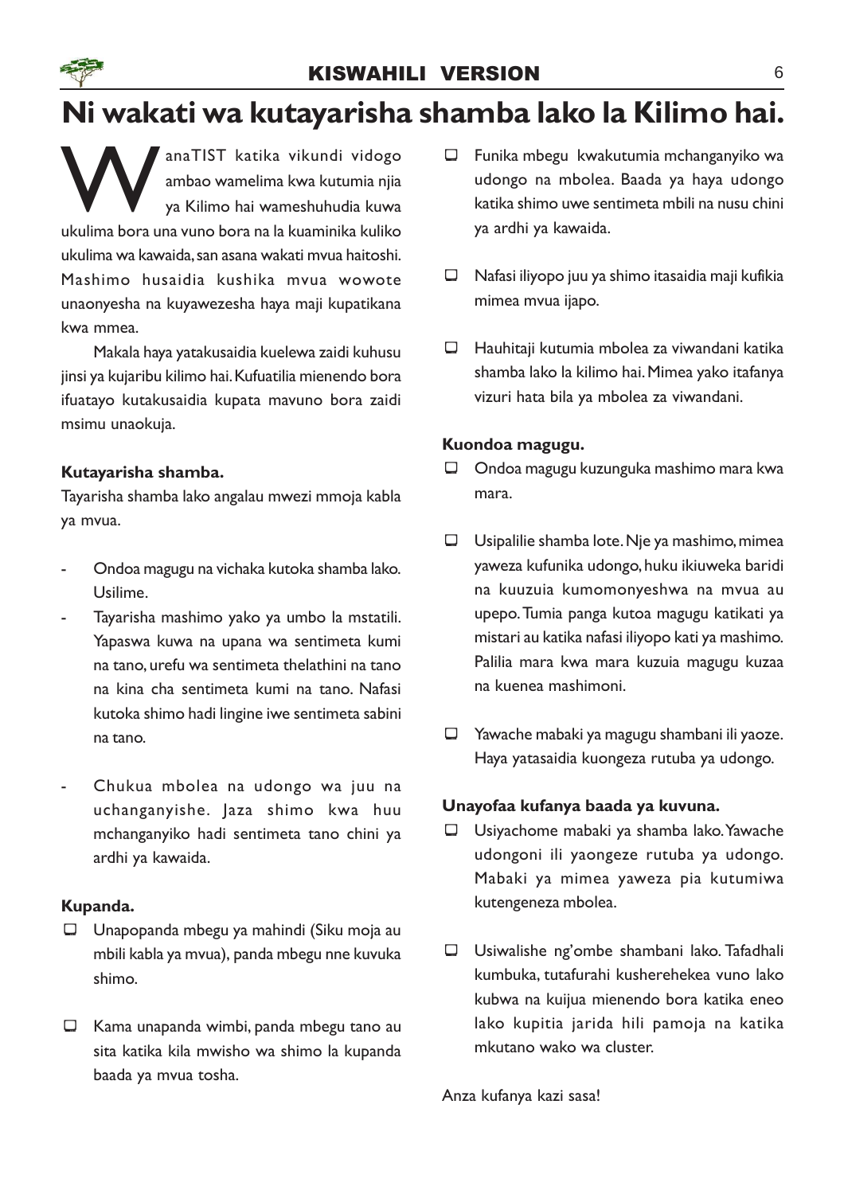# Ni wakati wa kutayarisha shamba lako la Kilimo hai.

WanaTIST katika vikundi vidogo ambao wamelima kwa kutumia njia ya Kilimo hai wameshuhudia kuwa ukulima bora una vuno bora na la kuaminika kuliko ukulima wa kawaida, san asana wakati mvua haitoshi. Mashimo husaidia kushika mvua wowote unaonyesha na kuyawezesha haya maji kupatikana kwa mmea.

Makala haya yatakusaidia kuelewa zaidi kuhusu jinsi ya kujaribu kilimo hai. Kufuatilia mienendo bora ifuatayo kutakusaidia kupata mavuno bora zaidi msimu unaokuja.

**Kutayarisha shamba.**

Tayarisha shamba lako angalau mwezi mmoja kabla ya mvua.

- Ondoa magugu na vichaka kutoka shamba lako. Usilime.
- Tayarisha mashimo yako ya umbo la mstatili. Yapaswa kuwa na upana wa sentimeta kumi na tano, urefu wa sentimeta thelathini na tano na kina cha sentimeta kumi na tano. Nafasi kutoka shimo hadi lingine iwe sentimeta sabini na tano.
- Chukua mbolea na udongo wa juu na uchanganyishe. Jaza shimo kwa huu mchanganyiko hadi sentimeta tano chini ya ardhi ya kawaida.

**Kupanda.**

- Unapopanda mbegu ya mahindi (Siku moja au mbili kabla ya mvua), panda mbegu nne kuvuka shimo.
- Kama unapanda wimbi, panda mbegu tano au sita katika kila mwisho wa shimo la kupanda baada ya mvua tosha.
- Funika mbegu kwakutumia mchanganyiko wa udongo na mbolea. Baada ya haya udongo katika shimo uwe sentimeta mbili na nusu chini ya ardhi ya kawaida.
- Nafasi iliyopo juu ya shimo itasaidia maji kufikia mimea mvua ijapo.
- Hauhitaji kutumia mbolea za viwandani katika shamba lako la kilimo hai. Mimea yako itafanya vizuri hata bila ya mbolea za viwandani.

**Kuondoa magugu.**

- Ondoa magugu kuzunguka mashimo mara kwa mara.
- Usipalilie shamba lote. Nje ya mashimo, mimea yaweza kufunika udongo, huku ikiuweka baridi na kuuzuia kumomonyeshwa na mvua au upepo. Tumia panga kutoa magugu katikati ya mistari au katika nafasi iliyopo kati ya mashimo. Palilia mara kwa mara kuzuia magugu kuzaa na kuenea mashimoni.
- Yawache mabaki ya magugu shambani ili yaoze. Haya yatasaidia kuongeza rutuba ya udongo.

**Unayofaa kufanya baada ya kuvuna.**

- Usiyachome mabaki ya shamba lako. Yawache udongoni ili yaongeze rutuba ya udongo. Mabaki ya mimea yaweza pia kutumiwa kutengeneza mbolea.
- Usiwalishe ng'ombe shambani lako. Tafadhali kumbuka, tutafurahi kusherehekea vuno lako kubwa na kuijua mienendo bora katika eneo lako kupitia jarida hili pamoja na katika mkutano wako wa cluster.

Anza kufanya kazi sasa!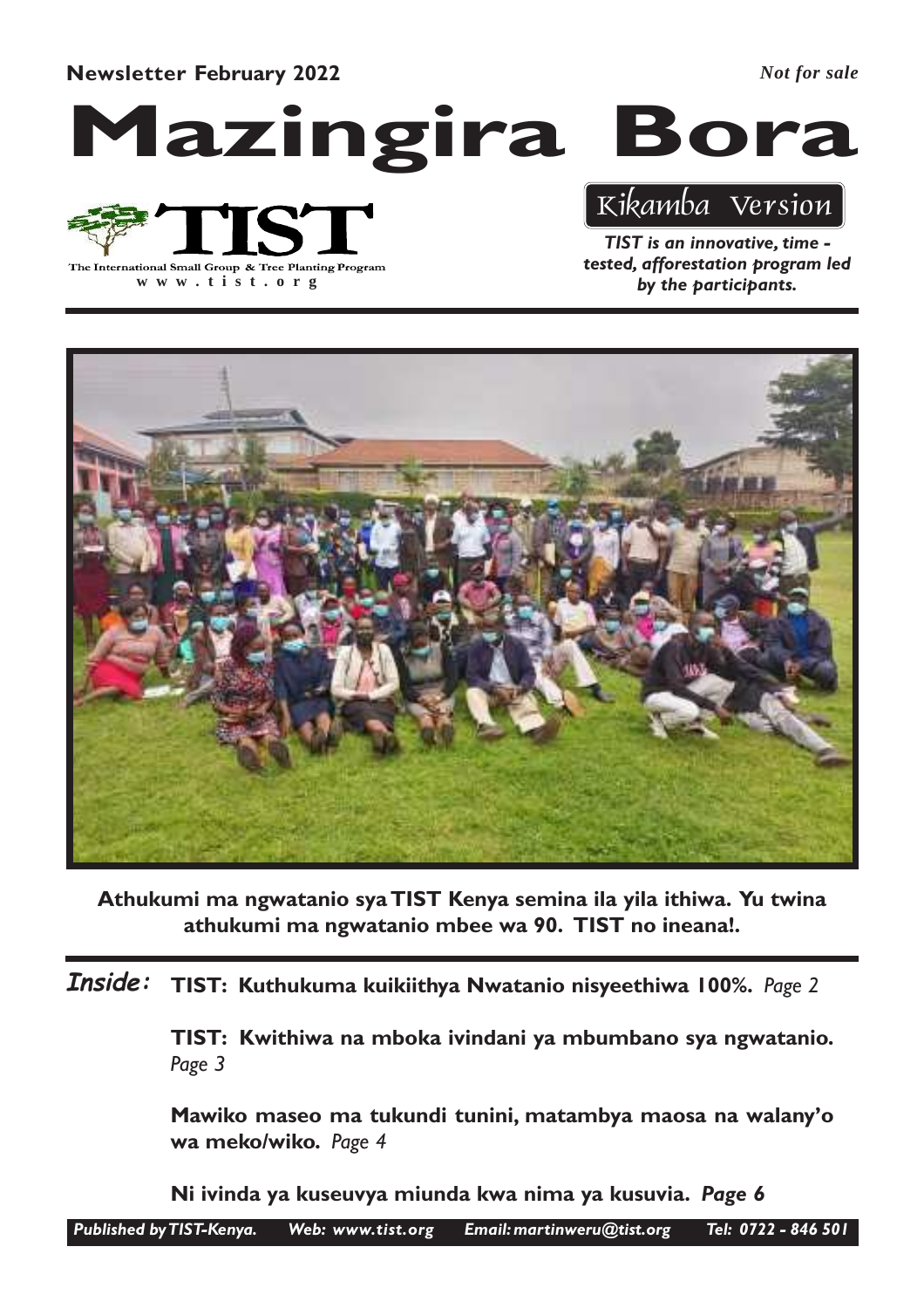**Newsletter February 2022** *Not for sale*

# Mazingira Bora

The International Small Group & Tree Planting Program
www.tist.org

Kikamba Version

*TIST is an innovative, time - tested, afforestation program led by the participants.*

**Athukumi ma ngwatanio sya TIST Kenya semina ila yila ithiwa. Yu twina athukumi ma ngwatanio mbee wa 90. TIST no ineana!.**

***Inside:***

**TIST: Kuthukuma kuikiithya Nwatanio nisyeethiwa 100%.** *Page 2*

**TIST: Kwithiwa na mboka ivindani ya mbumbano sya ngwatanio.** *Page 3*

**Mawiko maseo ma tukundi tunini, matambya maosa na walany'o wa meko/wiko.** *Page 4*

**Ni ivinda ya kuseuvya miunda kwa nima ya kusuvia.** ***Page 6***

*Published by TIST-Kenya. Web: www.tist.org Email: martinweru@tist.org Tel: 0722 - 846 501*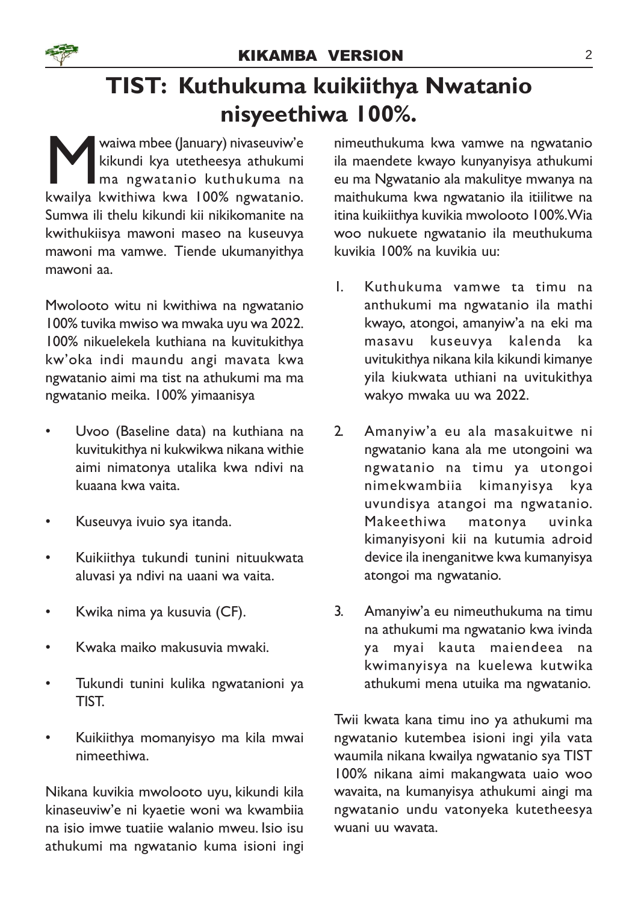# TIST: Kuthukuma kuikiithya Nwatanio nisyeethiwa 100%.

Mwaiwa mbee (January) nivaseuviw'e kikundi kya utetheesya athukumi ma ngwatanio kuthukuma na kwailya kwithiwa kwa 100% ngwatanio. Sumwa ili thelu kikundi kii nikikomanite na kwithukiisya mawoni maseo na kuseuvya mawoni ma vamwe. Tiende ukumanyithya mawoni aa.

Mwolooto witu ni kwithiwa na ngwatanio 100% tuvika mwiso wa mwaka uyu wa 2022. 100% nikuelekela kuthiana na kuvitukithya kw'oka indi maundu angi mavata kwa ngwatanio aimi ma tist na athukumi ma ma ngwatanio meika. 100% yimaanisya

- Uvoo (Baseline data) na kuthiana na kuvitukithya ni kukwikwa nikana withie aimi nimatonya utalika kwa ndivi na kuaana kwa vaita.
- Kuseuvya ivuio sya itanda.
- Kuikiithya tukundi tunini nituukwata aluvasi ya ndivi na uaani wa vaita.
- Kwika nima ya kusuvia (CF).
- Kwaka maiko makusuvia mwaki.
- Tukundi tunini kulika ngwatanioni ya TIST.
- Kuikiithya momanyisyo ma kila mwai nimeethiwa.

Nikana kuvikia mwolooto uyu, kikundi kila kinaseuviw'e ni kyaetie woni wa kwambiia na isio imwe tuatiie walanio mweu. Isio isu athukumi ma ngwatanio kuma isioni ingi nimeuthukuma kwa vamwe na ngwatanio ila maendete kwayo kunyanyisya athukumi eu ma Ngwatanio ala makulitye mwanya na maithukuma kwa ngwatanio ila itiilitwe na itina kuikiithya kuvikia mwolooto 100%. Wia woo nukuete ngwatanio ila meuthukuma kuvikia 100% na kuvikia uu:

1. Kuthukuma vamwe ta timu na anthukumi ma ngwatanio ila mathi kwayo, atongoi, amanyiw'a na eki ma masavu kuseuvya kalenda ka uvitukithya nikana kila kikundi kimanye yila kiukwata uthiani na uvitukithya wakyo mwaka uu wa 2022.
2. Amanyiw'a eu ala masakuitwe ni ngwatanio kana ala me utongoini wa ngwatanio na timu ya utongoi nimekwambiia kimanyisya kya uvundisya atangoi ma ngwatanio. Makeethiwa matonya uvinka kimanyisyoni kii na kutumia adroid device ila inenganitwe kwa kumanyisya atongoi ma ngwatanio.
3. Amanyiw'a eu nimeuthukuma na timu na athukumi ma ngwatanio kwa ivinda ya myai kauta maiendeea na kwimanyisya na kuelewa kutwika athukumi mena utuika ma ngwatanio.

Twii kwata kana timu ino ya athukumi ma ngwatanio kutembea isioni ingi yila vata waumila nikana kwailya ngwatanio sya TIST 100% nikana aimi makangwata uaio woo wavaita, na kumanyisya athukumi aingi ma ngwatanio undu vatonyeka kutetheesya wuani uu wavata.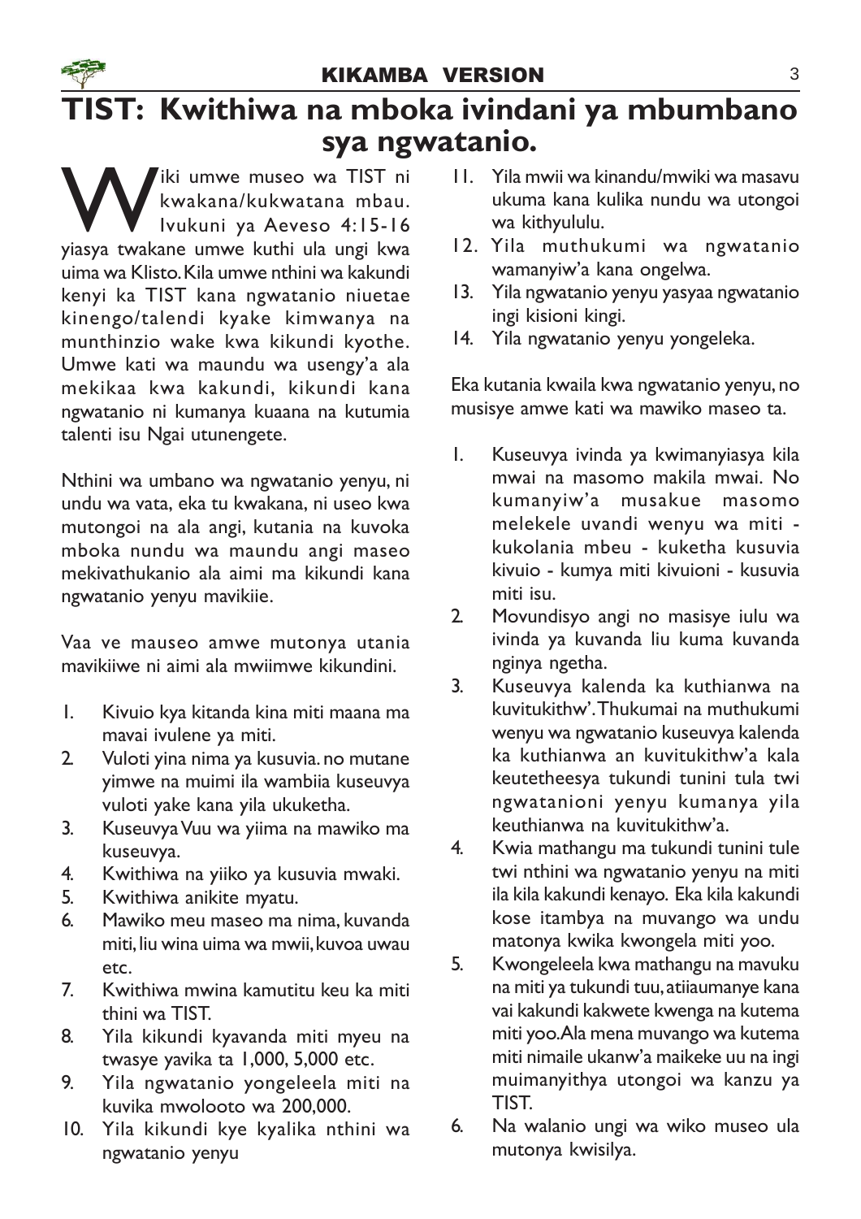# TIST: Kwithiwa na mboka ivindani ya mbumbano sya ngwatanio.

Wiki umwe museo wa TIST ni kwakana/kukwatana mbau. Ivukuni ya Aeveso 4:15-16 yiasya twakane umwe kuthi ula ungi kwa uima wa Klisto. Kila umwe nthini wa kakundi kenyi ka TIST kana ngwatanio niuetae kinengo/talendi kyake kimwanya na munthinzio wake kwa kikundi kyothe. Umwe kati wa maundu wa usengy'a ala mekikaa kwa kakundi, kikundi kana ngwatanio ni kumanya kuaana na kutumia talenti isu Ngai utunengete.

Nthini wa umbano wa ngwatanio yenyu, ni undu wa vata, eka tu kwakana, ni useo kwa mutongoi na ala angi, kutania na kuvoka mboka nundu wa maundu angi maseo mekivathukanio ala aimi ma kikundi kana ngwatanio yenyu mavikiie.

Vaa ve mauseo amwe mutonya utania mavikiiwe ni aimi ala mwiimwe kikundini.

1. Kivuio kya kitanda kina miti maana ma mavai ivulene ya miti.
2. Vuloti yina nima ya kusuvia. no mutane yimwe na muimi ila wambiia kuseuvya vuloti yake kana yila ukuketha.
3. Kuseuvya Vuu wa yiima na mawiko ma kuseuvya.
4. Kwithiwa na yiiko ya kusuvia mwaki.
5. Kwithiwa anikite myatu.
6. Mawiko meu maseo ma nima, kuvanda miti, liu wina uima wa mwii, kuvoa uwau etc.
7. Kwithiwa mwina kamutitu keu ka miti thini wa TIST.
8. Yila kikundi kyavanda miti myeu na twasye yavika ta 1,000, 5,000 etc.
9. Yila ngwatanio yongeleela miti na kuvika mwolooto wa 200,000.
10. Yila kikundi kye kyalika nthini wa ngwatanio yenyu
11. Yila mwii wa kinandu/mwiki wa masavu ukuma kana kulika nundu wa utongoi wa kithyululu.
12. Yila muthukumi wa ngwatanio wamanyiw'a kana ongelwa.
13. Yila ngwatanio yenyu yasyaa ngwatanio ingi kisioni kingi.
14. Yila ngwatanio yenyu yongeleka.

Eka kutania kwaila kwa ngwatanio yenyu, no musisye amwe kati wa mawiko maseo ta.

1. Kuseuvya ivinda ya kwimanyiasya kila mwai na masomo makila mwai. No kumanyiw'a musakue masomo melekele uvandi wenyu wa miti - kukolania mbeu - kuketha kusuvia kivuio - kumya miti kivuioni - kusuvia miti isu.
2. Movundisyo angi no masisye iulu wa ivinda ya kuvanda liu kuma kuvanda nginya ngetha.
3. Kuseuvya kalenda ka kuthianwa na kuvitukithw'. Thukumai na muthukumi wenyu wa ngwatanio kuseuvya kalenda ka kuthianwa an kuvitukithw'a kala keutetheesya tukundi tunini tula twi ngwatanioni yenyu kumanya yila keuthianwa na kuvitukithw'a.
4. Kwia mathangu ma tukundi tunini tule twi nthini wa ngwatanio yenyu na miti ila kila kakundi kenayo. Eka kila kakundi kose itambya na muvango wa undu matonya kwika kwongela miti yoo.
5. Kwongeleela kwa mathangu na mavuku na miti ya tukundi tuu, atiiaumanye kana vai kakundi kakwete kwenga na kutema miti yoo. Ala mena muvango wa kutema miti nimaile ukanw'a maikeke uu na ingi muimanyithya utongoi wa kanzu ya TIST.
6. Na walanio ungi wa wiko museo ula mutonya kwisilya.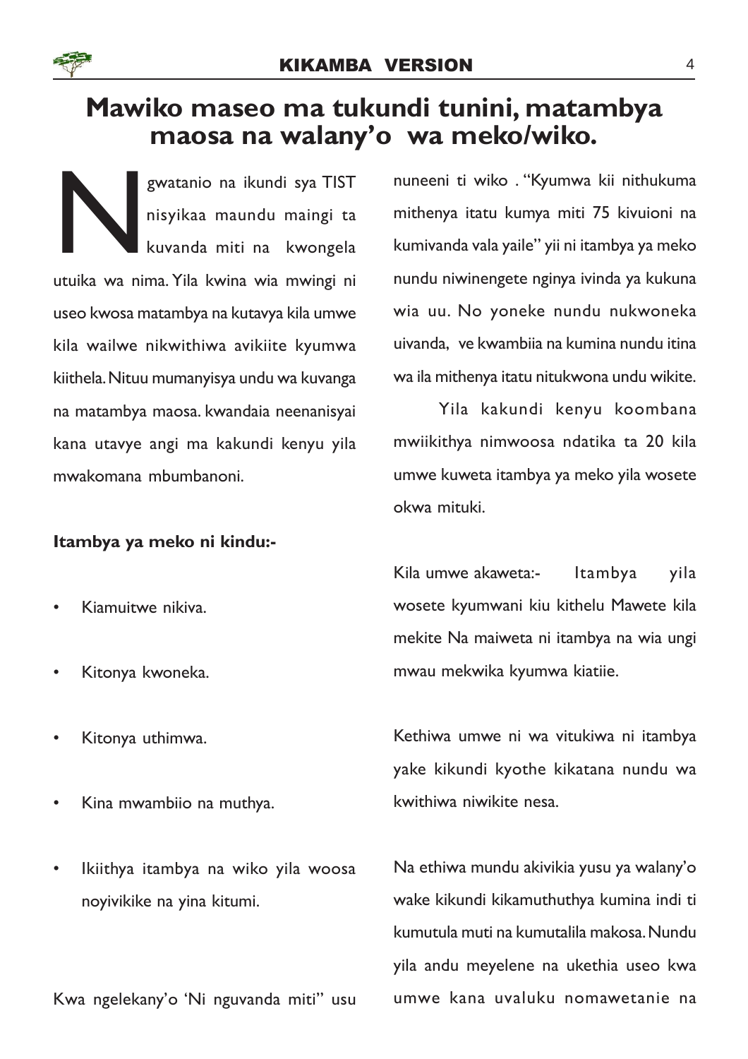# Mawiko maseo ma tukundi tunini, matambya maosa na walany'o wa meko/wiko.

Ngwatanio na ikundi sya TIST nisyikaa maundu maingi ta kuvanda miti na kwongela utuika wa nima. Yila kwina wia mwingi ni useo kwosa matambya na kutavya kila umwe kila wailwe nikwithiwa avikiite kyumwa kiithela. Nituu mumanyisya undu wa kuvanga na matambya maosa. kwandaia neenanisyai kana utavye angi ma kakundi kenyu yila mwakomana mbumbanoni.

**Itambya ya meko ni kindu:-**

- Kiamuitwe nikiva.
- Kitonya kwoneka.
- Kitonya uthimwa.
- Kina mwambiio na muthya.
- Ikiithya itambya na wiko yila woosa noyivikike na yina kitumi.

Kwa ngelekany'o 'Ni nguvanda miti" usu nuneeni ti wiko . "Kyumwa kii nithukuma mithenya itatu kumya miti 75 kivuioni na kumivanda vala yaile" yii ni itambya ya meko nundu niwinengete nginya ivinda ya kukuna wia uu. No yoneke nundu nukwoneka uivanda, ve kwambiia na kumina nundu itina wa ila mithenya itatu nitukwona undu wikite.

Yila kakundi kenyu koombana mwiikithya nimwoosa ndatika ta 20 kila umwe kuweta itambya ya meko yila wosete okwa mituki.

Kila umwe akaweta:- Itambya yila wosete kyumwani kiu kithelu Mawete kila mekite Na maiweta ni itambya na wia ungi mwau mekwika kyumwa kiatiie.

Kethiwa umwe ni wa vitukiwa ni itambya yake kikundi kyothe kikatana nundu wa kwithiwa niwikite nesa.

Na ethiwa mundu akivikia yusu ya walany'o wake kikundi kikamuthuthya kumina indi ti kumutula muti na kumutalila makosa. Nundu yila andu meyelene na ukethia useo kwa umwe kana uvaluku nomawetanie na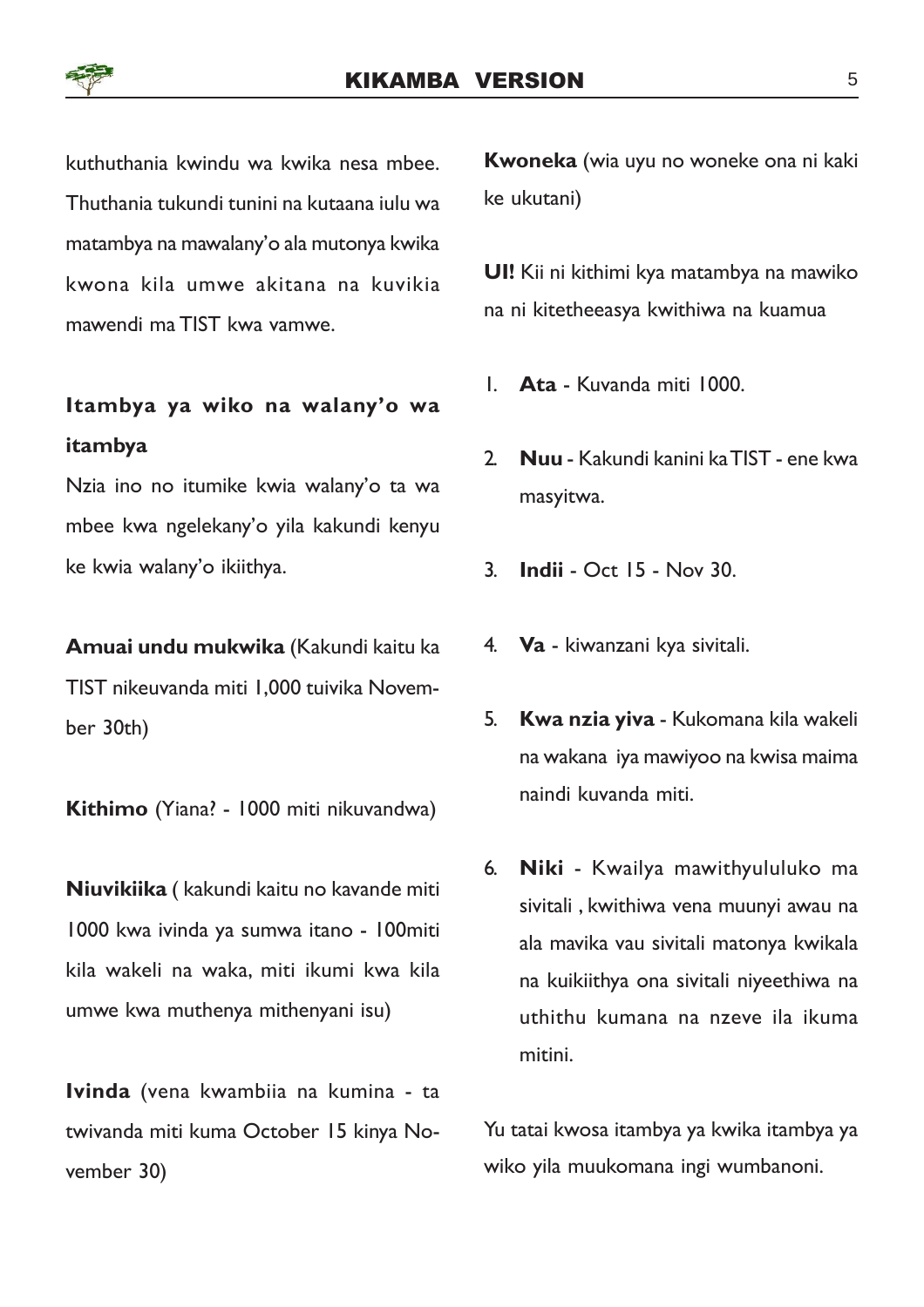kuthuthania kwindu wa kwika nesa mbee. Thuthania tukundi tunini na kutaana iulu wa matambya na mawalany'o ala mutonya kwika kwona kila umwe akitana na kuvikia mawendi ma TIST kwa vamwe.

### Itambya ya wiko na walany'o wa itambya

Nzia ino no itumike kwia walany'o ta wa mbee kwa ngelekany'o yila kakundi kenyu ke kwia walany'o ikiithya.

**Amuai undu mukwika** (Kakundi kaitu ka TIST nikeuvanda miti 1,000 tuivika November 30th)

**Kithimo** (Yiana? - 1000 miti nikuvandwa)

**Niuvikiika** ( kakundi kaitu no kavande miti 1000 kwa ivinda ya sumwa itano - 100miti kila wakeli na waka, miti ikumi kwa kila umwe kwa muthenya mithenyani isu)

**Ivinda** (vena kwambiia na kumina - ta twivanda miti kuma October 15 kinya November 30)

**Kwoneka** (wia uyu no woneke ona ni kaki ke ukutani)

**UI!** Kii ni kithimi kya matambya na mawiko na ni kitetheeasya kwithiwa na kuamua

1. **Ata** - Kuvanda miti 1000.
2. **Nuu** - Kakundi kanini ka TIST - ene kwa masyitwa.
3. **Indii** - Oct 15 - Nov 30.
4. **Va** - kiwanzani kya sivitali.
5. **Kwa nzia yiva** - Kukomana kila wakeli na wakana iya mawiyoo na kwisa maima naindi kuvanda miti.
6. **Niki** - Kwailya mawithyululuko ma sivitali , kwithiwa vena muunyi awau na ala mavika vau sivitali matonya kwikala na kuikiithya ona sivitali niyeethiwa na uthithu kumana na nzeve ila ikuma mitini.

Yu tatai kwosa itambya ya kwika itambya ya wiko yila muukomana ingi wumbanoni.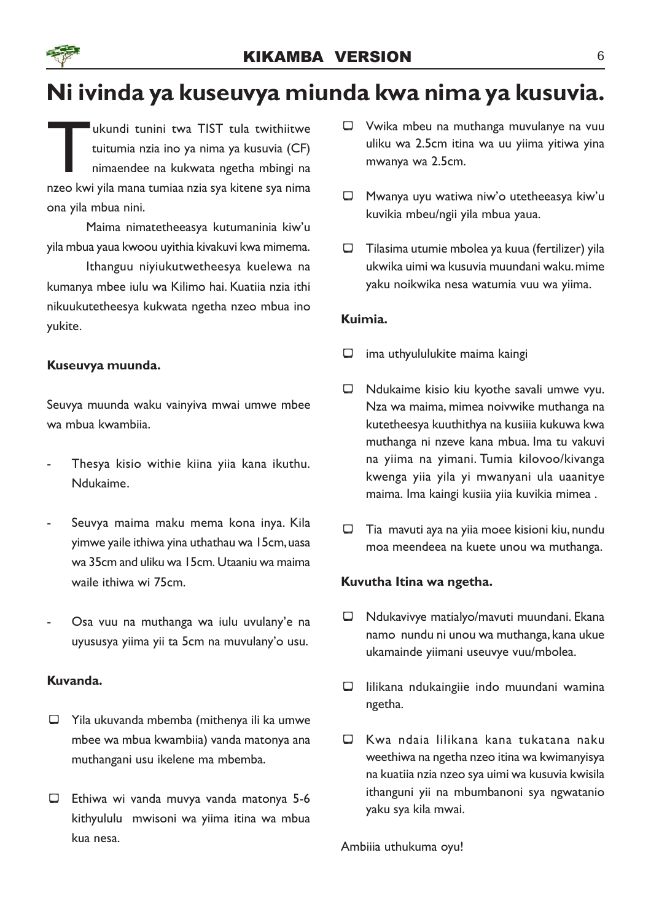# Ni ivinda ya kuseuvya miunda kwa nima ya kusuvia.

Tukundi tunini twa TIST tula twithiitwe tuitumia nzia ino ya nima ya kusuvia (CF) nimaendee na kukwata ngetha mbingi na nzeo kwi yila mana tumiaa nzia sya kitene sya nima ona yila mbua nini.

Maima nimatetheeasya kutumaninia kiw'u yila mbua yaua kwoou uyithia kivakuvi kwa mimema.

Ithanguu niyiukutwetheesya kuelewa na kumanya mbee iulu wa Kilimo hai. Kuatiia nzia ithi nikuukutetheesya kukwata ngetha nzeo mbua ino yukite.

**Kuseuvya muunda.**

Seuvya muunda waku vainyiva mwai umwe mbee wa mbua kwambiia.

- Thesya kisio withie kiina yiia kana ikuthu. Ndukaime.
- Seuvya maima maku mema kona inya. Kila yimwe yaile ithiwa yina uthathau wa 15cm, uasa wa 35cm and uliku wa 15cm. Utaaniu wa maima waile ithiwa wi 75cm.
- Osa vuu na muthanga wa iulu uvulany'e na uyususya yiima yii ta 5cm na muvulany'o usu.

**Kuvanda.**

- Yila ukuvanda mbemba (mithenya ili ka umwe mbee wa mbua kwambiia) vanda matonya ana muthangani usu ikelene ma mbemba.
- Ethiwa wi vanda muvya vanda matonya 5-6 kithyululu mwisoni wa yiima itina wa mbua kua nesa.
- Vwika mbeu na muthanga muvulanye na vuu uliku wa 2.5cm itina wa uu yiima yitiwa yina mwanya wa 2.5cm.
- Mwanya uyu watiwa niw'o utetheeasya kiw'u kuvikia mbeu/ngii yila mbua yaua.
- Tilasima utumie mbolea ya kuua (fertilizer) yila ukwika uimi wa kusuvia muundani waku. mime yaku noikwika nesa watumia vuu wa yiima.

**Kuimia.**

- ima uthyulukite maima kaingi
- Ndukaime kisio kiu kyothe savali umwe vyu. Nza wa maima, mimea noivwike muthanga na kutetheesya kuuthithya na kusiiia kukuwa kwa muthanga ni nzeve kana mbua. Ima tu vakuvi na yiima na yimani. Tumia kilovoo/kivanga kwenga yiia yila yi mwanyani ula uaanitye maima. Ima kaingi kusiia yiia kuvikia mimea .
- Tia mavuti aya na yiia moee kisioni kiu, nundu moa meendeea na kuete unou wa muthanga.

**Kuvutha Itina wa ngetha.**

- Ndukavivye matialyo/mavuti muundani. Ekana namo nundu ni unou wa muthanga, kana ukue ukamainde yiimani useuvye vuu/mbolea.
- Ililikana ndukaingiie indo muundani wamina ngetha.
- Kwa ndaia ililikana kana tukatana naku weethiwa na ngetha nzeo itina wa kwimanyisya na kuatiia nzia nzeo sya uimi wa kusuvia kwisila ithanguni yii na mbumbanoni sya ngwatanio yaku sya kila mwai.

Ambiiia uthukuma oyu!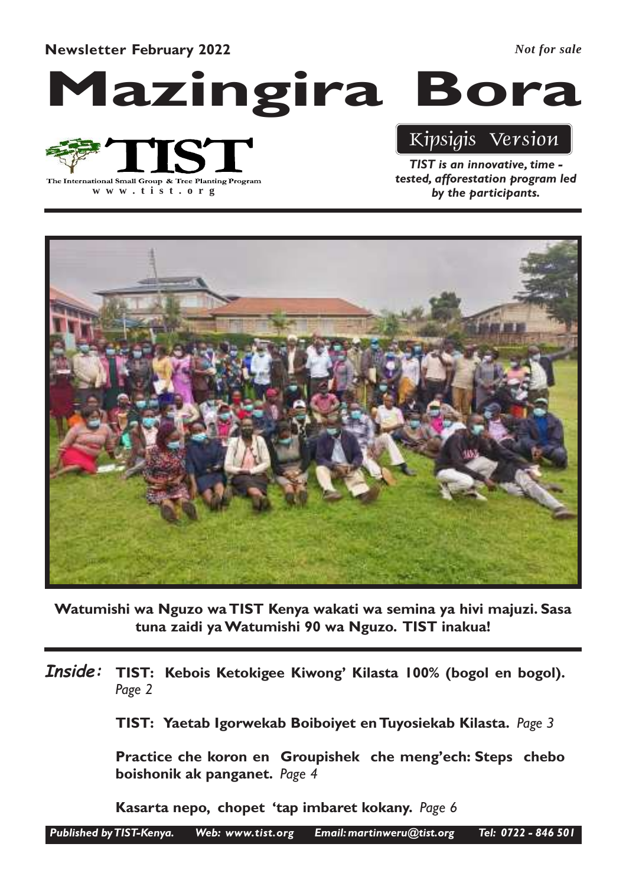**Newsletter February 2022** *Not for sale*

# Mazingira Bora

TIST

The International Small Group & Tree Planting Program

www.tist.org

## Kipsigis Version

***TIST is an innovative, time - tested, afforestation program led by the participants.***

**Watumishi wa Nguzo wa TIST Kenya wakati wa semina ya hivi majuzi. Sasa tuna zaidi ya Watumishi 90 wa Nguzo. TIST inakua!**

***Inside:***

**TIST: Kebois Ketokigee Kiwong' Kilasta 100% (bogol en bogol).** *Page 2*

**TIST: Yaetab Igorwekab Boiboiyet en Tuyosiekab Kilasta.** *Page 3*

**Practice che koron en Groupishek che meng'ech: Steps chebo boishonik ak panganet.** *Page 4*

**Kasarta nepo, chopet 'tap imbaret kokany.** *Page 6*

*Published by TIST-Kenya. Web: www.tist.org Email: martinweru@tist.org Tel: 0722 - 846 501*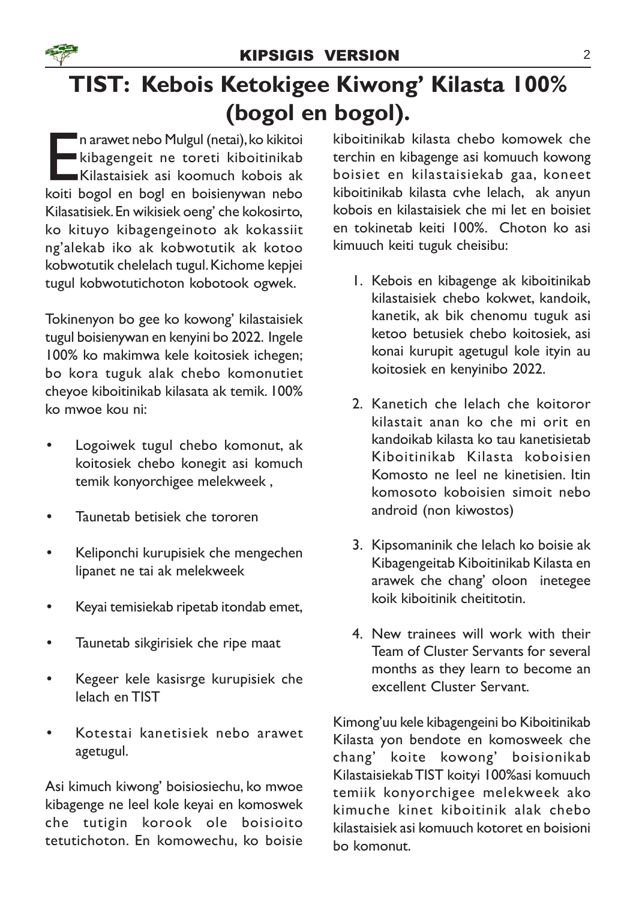# TIST: Kebois Ketokigee Kiwong' Kilasta 100% (bogol en bogol).

En arawet nebo Mulgul (netai), ko kikitoi kibagengeit ne toreti kiboitinikab Kilastaisiek asi koomuch kobois ak koiti bogol en bogl en boisienywan nebo Kilasatisiek. En wikisiek oeng' che kokosirto, ko kituyo kibagengeinoto ak kokassiit ng'alekab iko ak kobwotutik ak kotoo kobwotutik chelelach tugul. Kichome kepjei tugul kobwotutichoton kobotook ogwek.

Tokinenyon bo gee ko kowong' kilastaisiek tugul boisienywan en kenyini bo 2022. Ingele 100% ko makimwa kele koitosiek ichegen; bo kora tuguk alak chebo komonutiet cheyoe kiboitinikab kilasata ak temik. 100% ko mwoe kou ni:

- Logoiwek tugul chebo komonut, ak koitosiek chebo konegit asi komuch temik konyorchigee melekweek ,
- Taunetab betisiek che tororen
- Keliponchi kurupisiek che mengechen lipanet ne tai ak melekweek
- Keyai temisiekab ripetab itondab emet,
- Taunetab sikgirisiek che ripe maat
- Kegeer kele kasisrge kurupisiek che lelach en TIST
- Kotestai kanetisiek nebo arawet agetugul.

Asi kimuch kiwong' boisiosiechu, ko mwoe kibagenge ne leel kole keyai en komoswek che tutigin korook ole boisioito tetutichoton. En komowechu, ko boisie kiboitinikab kilasta chebo komowek che terchin en kibagenge asi komuuch kowong boisiet en kilastaisiekab gaa, koneet kiboitinikab kilasta cvhe lelach, ak anyun kobois en kilastaisiek che mi let en boisiet en tokinetab keiti 100%. Choton ko asi kimuuch keiti tuguk cheisibu:

1. Kebois en kibagenge ak kiboitinikab kilastaisiek chebo kokwet, kandoik, kanetik, ak bik chenomu tuguk asi ketoo betusiek chebo koitosiek, asi konai kurupit agetugul kole ityin au koitosiek en kenyinibo 2022.
2. Kanetich che lelach che koitoror kilastait anan ko che mi orit en kandoikab kilasta ko tau kanetisietab Kiboitinikab Kilasta koboisien Komosto ne leel ne kinetisien. Itin komosoto koboisien simoit nebo android (non kiwostos)
3. Kipsomaninik che lelach ko boisie ak Kibagengeitab Kiboitinikab Kilasta en arawek che chang' oloon inetegee koik kiboitinik cheititotin.
4. New trainees will work with their Team of Cluster Servants for several months as they learn to become an excellent Cluster Servant.

Kimong'uu kele kibagengeini bo Kiboitinikab Kilasta yon bendote en komosweek che chang' koite kowong' boisionikab Kilastaisiekab TIST koityi 100%asi komuuch temiik konyorchigee melekweek ako kimuche kinet kiboitinik alak chebo kilastaisiek asi komuuch kotoret en boisioni bo komonut.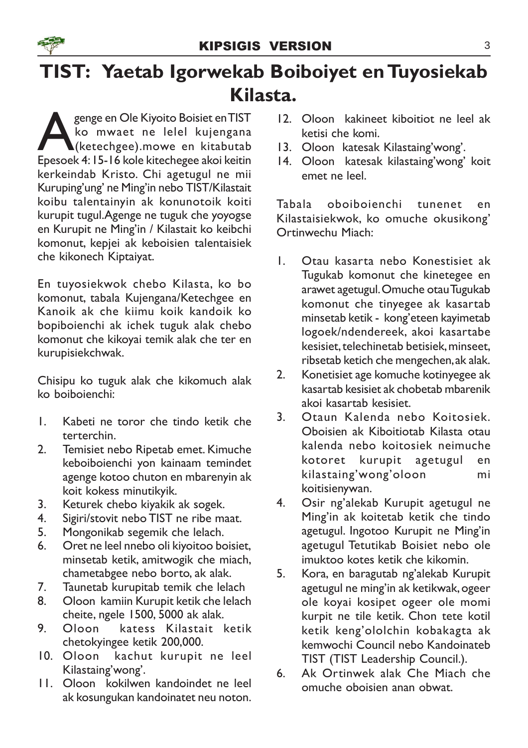# TIST: Yaetab Igorwekab Boiboiyet en Tuyosiekab Kilasta.

Agenge en Ole Kiyoito Boisiet en TIST ko mwaet ne lelel kujengana (ketechgee).mowe en kitabutab Epesoek 4: 15-16 kole kitechegee akoi keitin kerkeindab Kristo. Chi agetugul ne mii Kuruping'ung' ne Ming'in nebo TIST/Kilastait koibu talentainyin ak konunotoik koiti kurupit tugul.Agenge ne tuguk che yoyogse en Kurupit ne Ming'in / Kilastait ko keibchi komonut, kepjei ak keboisien talentaisiek che kikonech Kiptaiyat.

En tuyosiekwok chebo Kilasta, ko bo komonut, tabala Kujengana/Ketechgee en Kanoik ak che kiimu koik kandoik ko bopiboienchi ak ichek tuguk alak chebo komonut che kikoyai temik alak che ter en kurupisiekchwak.

Chisipu ko tuguk alak che kikomuch alak ko boiboienchi:

1. Kabeti ne toror che tindo ketik che terterchin.
2. Temisiet nebo Ripetab emet. Kimuche keboiboienchi yon kainaam temindet agenge kotoo chuton en mbarenyin ak koit kokess minutikyik.
3. Keturek chebo kiyakik ak sogek.
4. Sigiri/stovit nebo TIST ne ribe maat.
5. Mongonikab segemik che lelach.
6. Oret ne leel nnebo oli kiyoitoo boisiet, minsetab ketik, amitwogik che miach, chametabgee nebo borto, ak alak.
7. Taunetab kurupitab temik che lelach
8. Oloon kamiin Kurupit ketik che lelach cheite, ngele 1500, 5000 ak alak.
9. Oloon katess Kilastait ketik chetokyingee ketik 200,000.
10. Oloon kachut kurupit ne leel Kilastaing'wong'.
11. Oloon kokilwen kandoindet ne leel ak kosungukan kandoinatet neu noton.
12. Oloon kakineet kiboitiot ne leel ak ketisi che komi.
13. Oloon katesak Kilastaing'wong'.
14. Oloon katesak kilastaing'wong' koit emet ne leel.

Tabala oboiboienchi tunenet en Kilastaisiekwok, ko omuche okusikong' Ortinwechu Miach:

1. Otau kasarta nebo Konestisiet ak Tugukab komonut che kinetegee en arawet agetugul. Omuche otau Tugukab komonut che tinyegee ak kasartab minsetab ketik - kong'eteen kayimetab logoek/ndendereek, akoi kasartabe kesisiet, telechinetab betisiek, minseet, ribsetab ketich che mengechen, ak alak.
2. Konetisiet age komuche kotinyegee ak kasartab kesisiet ak chobetab mbarenik akoi kasartab kesisiet.
3. Otaun Kalenda nebo Koitosiek. Oboisien ak Kiboitiotab Kilasta otau kalenda nebo koitosiek neimuche kotoret kurupit agetugul en kilastaing'wong'oloon mi koitisienywan.
4. Osir ng'alekab Kurupit agetugul ne Ming'in ak koitetab ketik che tindo agetugul. Ingotoo Kurupit ne Ming'in agetugul Tetutikab Boisiet nebo ole imuktoo kotes ketik che kikomin.
5. Kora, en baragutab ng'alekab Kurupit agetugul ne ming'in ak ketikwak, ogeer ole koyai kosipet ogeer ole momi kurpit ne tile ketik. Chon tete kotil ketik keng'ololchin kobakagta ak kemwochi Council nebo Kandoinateb TIST (TIST Leadership Council.).
6. Ak Ortinwek alak Che Miach che omuche oboisien anan obwat.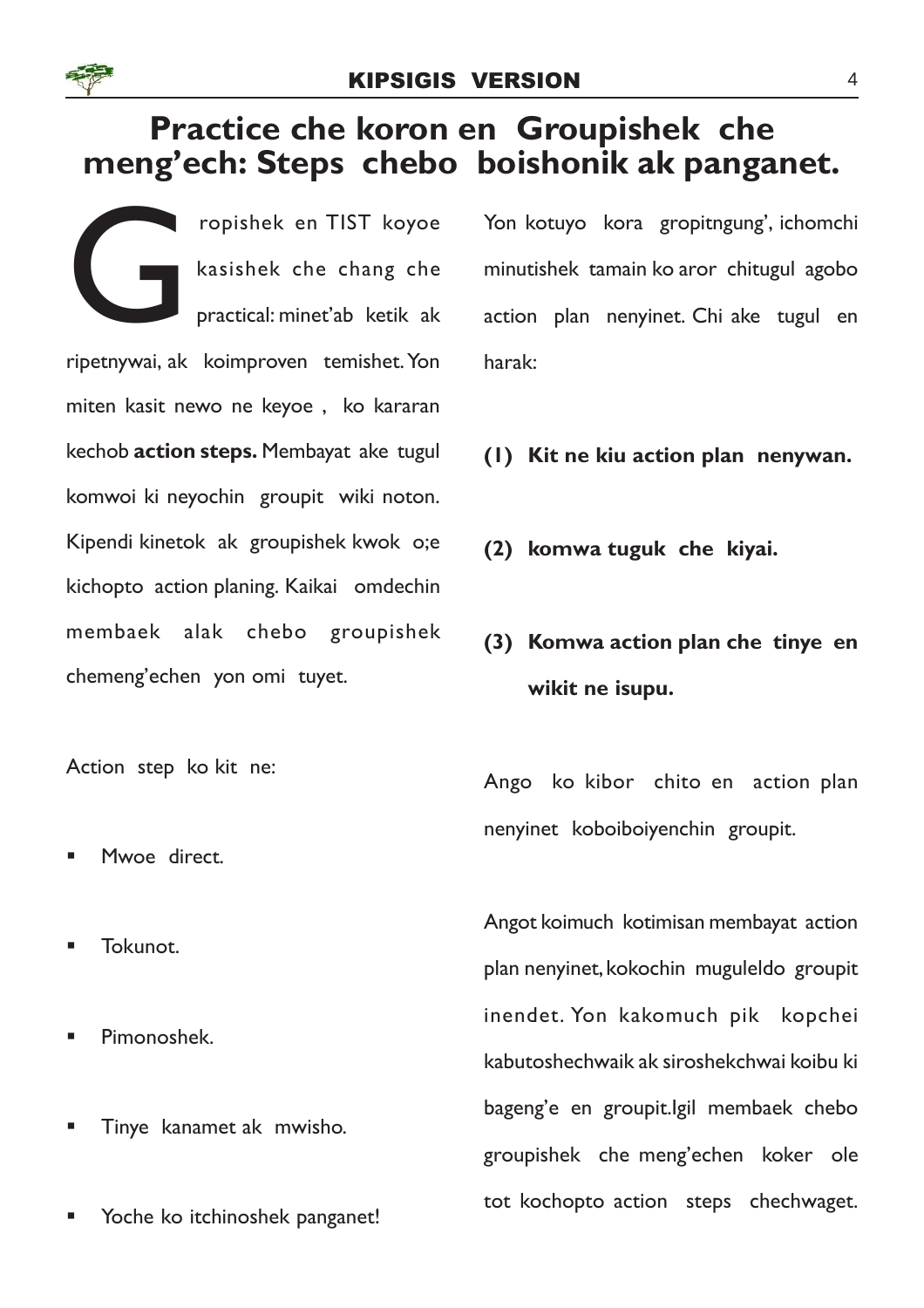# Practice che koron en Groupishek che meng'ech: Steps chebo boishonik ak panganet.

Gropishek en TIST koyoe kasishek che chang che practical: minet'ab ketik ak ripetnywai, ak koimproven temishet. Yon miten kasit newo ne keyoe , ko kararan kechob **action steps.** Membayat ake tugul komwoi ki neyochin groupit wiki noton. Kipendi kinetok ak groupishek kwok o;e kichopto action planing. Kaikai omdechin membaek alak chebo groupishek chemeng'echen yon omi tuyet.

Action step ko kit ne:

- Mwoe direct.
- Tokunot.
- Pimonoshek.
- Tinye kanamet ak mwisho.
- Yoche ko itchinoshek panganet!

Yon kotuyo kora gropitngung', ichomchi minutishek tamain ko aror chitugul agobo action plan nenyinet. Chi ake tugul en harak:

**(1) Kit ne kiu action plan nenywan.**

**(2) komwa tuguk che kiyai.**

**(3) Komwa action plan che tinye en wikit ne isupu.**

Ango ko kibor chito en action plan nenyinet koboiboiyenchin groupit.

Angot koimuch kotimisan membayat action plan nenyinet, kokochin muguleldo groupit inendet. Yon kakomuch pik kopchei kabutoshechwaik ak siroshekchwai koibu ki bageng'e en groupit.Igil membaek chebo groupishek che meng'echen koker ole tot kochopto action steps chechwaget.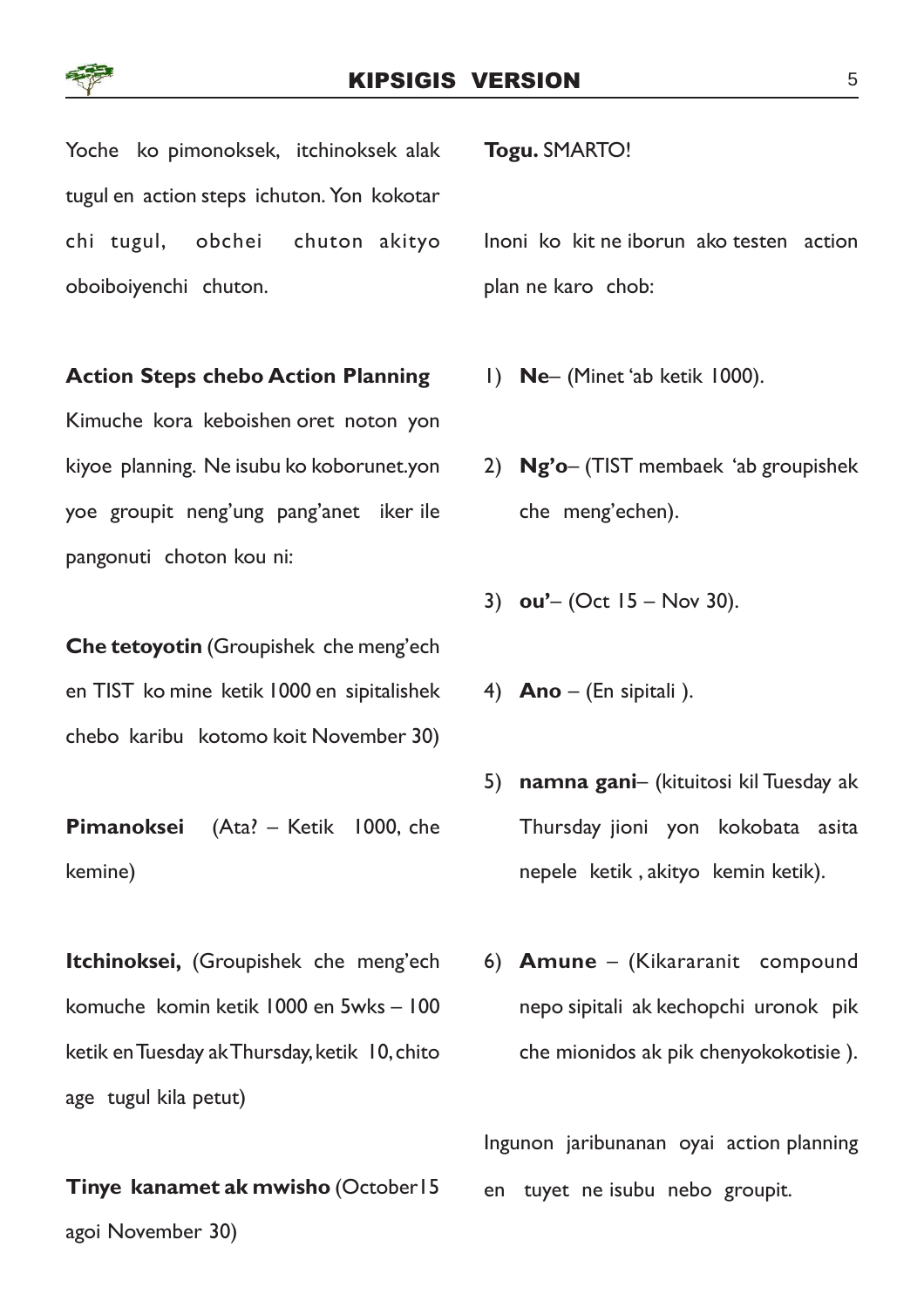Yoche ko pimonoksek, itchinoksek alak tugul en action steps ichuton. Yon kokotar chi tugul, obchei chuton akityo oboiboiyenchi chuton.

**Action Steps chebo Action Planning**

Kimuche kora keboishen oret noton yon kiyoe planning. Ne isubu ko koborunet.yon yoe groupit neng'ung pang'anet iker ile pangonuti choton kou ni:

**Che tetoyotin** (Groupishek che meng'ech en TIST ko mine ketik 1000 en sipitalishek chebo karibu kotomo koit November 30)

**Pimanoksei** (Ata? – Ketik 1000, che kemine)

**Itchinoksei,** (Groupishek che meng'ech komuche komin ketik 1000 en 5wks – 100 ketik en Tuesday ak Thursday, ketik 10, chito age tugul kila petut)

**Tinye kanamet ak mwisho** (October15 agoi November 30)

**Togu.** SMARTO!

Inoni ko kit ne iborun ako testen action plan ne karo chob:

1) **Ne**– (Minet 'ab ketik 1000).
2) **Ng'o**– (TIST membaek 'ab groupishek che meng'echen).
3) **ou'**– (Oct 15 – Nov 30).
4) **Ano** – (En sipitali ).
5) **namna gani**– (kituitosi kil Tuesday ak Thursday jioni yon kokobata asita nepele ketik , akityo kemin ketik).
6) **Amune** – (Kikararanit compound nepo sipitali ak kechopchi uronok pik che mionidos ak pik chenyokokotisie ).

Ingunon jaribunanan oyai action planning en tuyet ne isubu nebo groupit.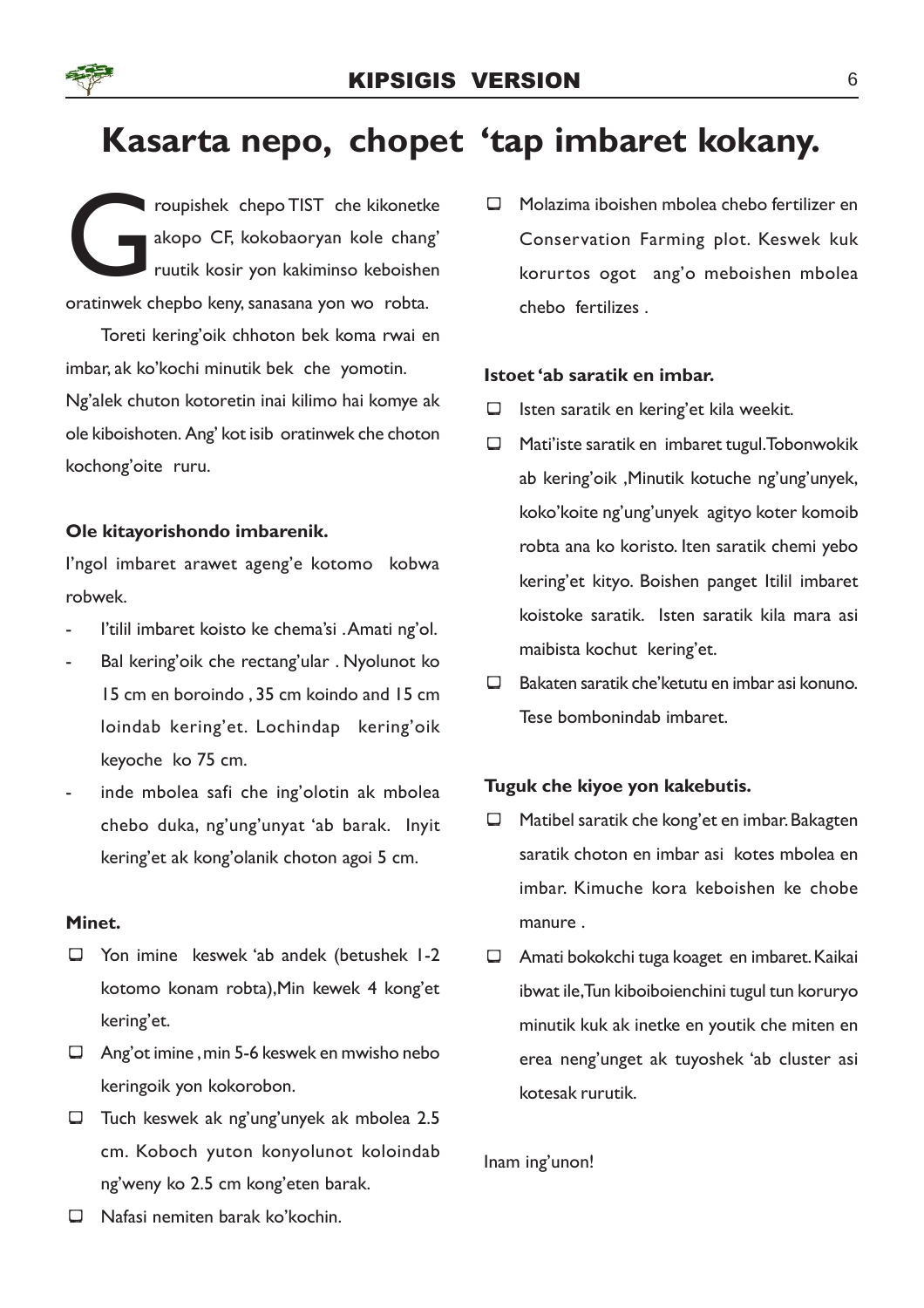# Kasarta nepo, chopet 'tap imbaret kokany.

Groupishek chepo TIST che kikonetke akopo CF, kokobaoryan kole chang' ruutik kosir yon kakiminso keboishen oratinwek chepbo keny, sanasana yon wo robta.

Toreti kering'oik chhoton bek koma rwai en imbar, ak ko'kochi minutik bek che yomotin. Ng'alek chuton kotoretin inai kilimo hai komye ak ole kiboishoten. Ang' kot isib oratinwek che choton kochong'oite ruru.

**Ole kitayorishondo imbarenik.**

I'ngol imbaret arawet ageng'e kotomo kobwa robwek.

- I'tilil imbaret koisto ke chema'si . Amati ng'ol.
- Bal kering'oik che rectang'ular . Nyolunot ko 15 cm en boroindo , 35 cm koindo and 15 cm loindab kering'et. Lochindap kering'oik keyoche ko 75 cm.
- inde mbolea safi che ing'olotin ak mbolea chebo duka, ng'ung'unyat 'ab barak. Inyit kering'et ak kong'olanik choton agoi 5 cm.

**Minet.**

- Yon imine keswek 'ab andek (betushek 1-2 kotomo konam robta),Min kewek 4 kong'et kering'et.
- Ang'ot imine , min 5-6 keswek en mwisho nebo keringoik yon kokorobon.
- Tuch keswek ak ng'ung'unyek ak mbolea 2.5 cm. Koboch yuton konyolunot koloindab ng'weny ko 2.5 cm kong'eten barak.
- Nafasi nemiten barak ko'kochin.
- Molazima iboishen mbolea chebo fertilizer en Conservation Farming plot. Keswek kuk korurtos ogot ang'o meboishen mbolea chebo fertilizes .

**Istoet 'ab saratik en imbar.**

- Isten saratik en kering'et kila weekit.
- Mati'iste saratik en imbaret tugul.Tobonwokik ab kering'oik ,Minutik kotuche ng'ung'unyek, koko'koite ng'ung'unyek agityo koter komoib robta ana ko koristo. Iten saratik chemi yebo kering'et kityo. Boishen panget Itilil imbaret koistoke saratik. Isten saratik kila mara asi maibista kochut kering'et.
- Bakaten saratik che'ketutu en imbar asi konuno. Tese bombonindab imbaret.

**Tuguk che kiyoe yon kakebutis.**

- Matibel saratik che kong'et en imbar. Bakagten saratik choton en imbar asi kotes mbolea en imbar. Kimuche kora keboishen ke chobe manure .
- Amati bokokchi tuga koaget en imbaret. Kaikai ibwat ile,Tun kiboiboienchini tugul tun koruryo minutik kuk ak inetke en youtik che miten en erea neng'unget ak tuyoshek 'ab cluster asi kotesak rurutik.

Inam ing'unon!